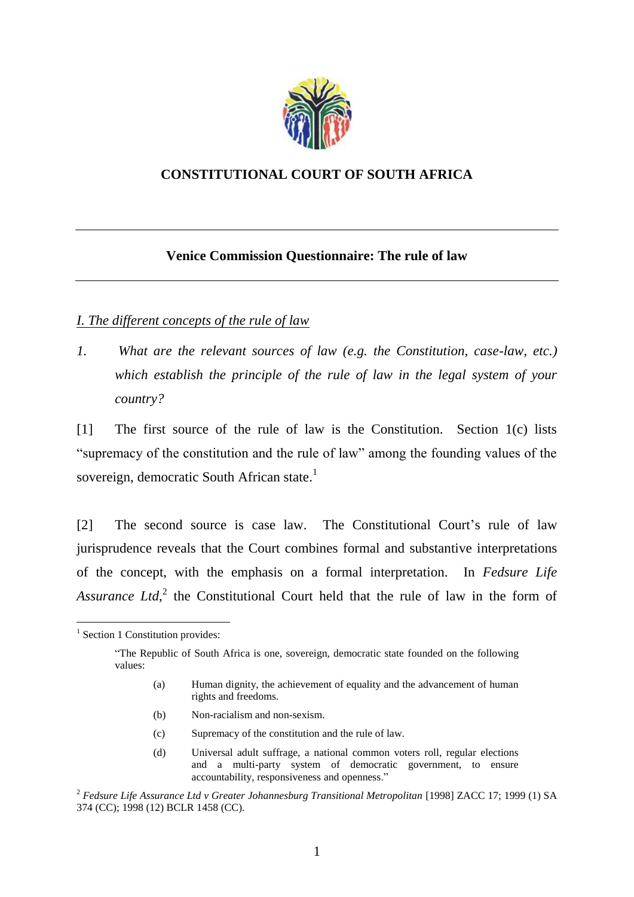# CONSTITUTIONAL COURT OF SOUTH AFRICA

---

## Venice Commission Questionnaire: The rule of law

---

### *I. The different concepts of the rule of law*

*1. What are the relevant sources of law (e.g. the Constitution, case-law, etc.) which establish the principle of the rule of law in the legal system of your country?*

[1] The first source of the rule of law is the Constitution. Section 1(c) lists "supremacy of the constitution and the rule of law" among the founding values of the sovereign, democratic South African state.[1]

[2] The second source is case law. The Constitutional Court's rule of law jurisprudence reveals that the Court combines formal and substantive interpretations of the concept, with the emphasis on a formal interpretation. In *Fedsure Life Assurance Ltd*,[2] the Constitutional Court held that the rule of law in the form of

---

[1] Section 1 Constitution provides:

> "The Republic of South Africa is one, sovereign, democratic state founded on the following values:
>
> (a) Human dignity, the achievement of equality and the advancement of human rights and freedoms.
>
> (b) Non-racialism and non-sexism.
>
> (c) Supremacy of the constitution and the rule of law.
>
> (d) Universal adult suffrage, a national common voters roll, regular elections and a multi-party system of democratic government, to ensure accountability, responsiveness and openness."

[2] *Fedsure Life Assurance Ltd v Greater Johannesburg Transitional Metropolitan* [1998] ZACC 17; 1999 (1) SA 374 (CC); 1998 (12) BCLR 1458 (CC).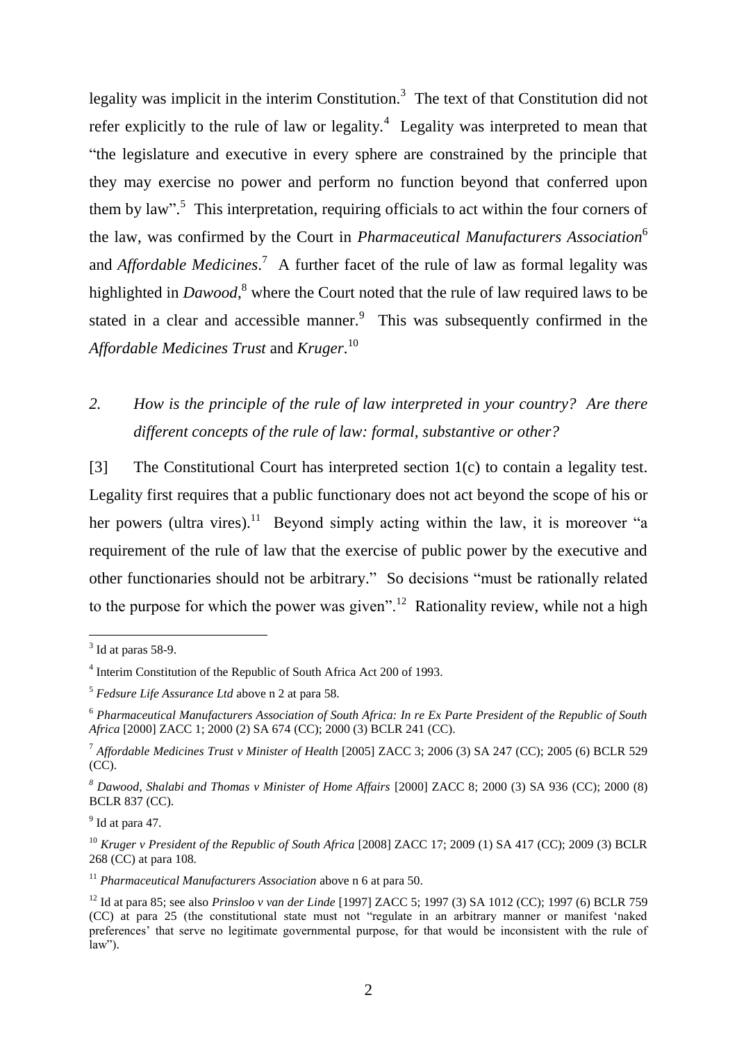legality was implicit in the interim Constitution.[3] The text of that Constitution did not refer explicitly to the rule of law or legality.[4] Legality was interpreted to mean that "the legislature and executive in every sphere are constrained by the principle that they may exercise no power and perform no function beyond that conferred upon them by law".[5] This interpretation, requiring officials to act within the four corners of the law, was confirmed by the Court in *Pharmaceutical Manufacturers Association*[6] and *Affordable Medicines*.[7] A further facet of the rule of law as formal legality was highlighted in *Dawood*,[8] where the Court noted that the rule of law required laws to be stated in a clear and accessible manner.[9] This was subsequently confirmed in the *Affordable Medicines Trust* and *Kruger*.[10]

*2. How is the principle of the rule of law interpreted in your country? Are there different concepts of the rule of law: formal, substantive or other?*

[3] The Constitutional Court has interpreted section 1(c) to contain a legality test. Legality first requires that a public functionary does not act beyond the scope of his or her powers (ultra vires).[11] Beyond simply acting within the law, it is moreover "a requirement of the rule of law that the exercise of public power by the executive and other functionaries should not be arbitrary." So decisions "must be rationally related to the purpose for which the power was given".[12] Rationality review, while not a high

---

[3] Id at paras 58-9.

[4] Interim Constitution of the Republic of South Africa Act 200 of 1993.

[5] *Fedsure Life Assurance Ltd* above n 2 at para 58.

[6] *Pharmaceutical Manufacturers Association of South Africa: In re Ex Parte President of the Republic of South Africa* [2000] ZACC 1; 2000 (2) SA 674 (CC); 2000 (3) BCLR 241 (CC).

[7] *Affordable Medicines Trust v Minister of Health* [2005] ZACC 3; 2006 (3) SA 247 (CC); 2005 (6) BCLR 529 (CC).

[8] *Dawood, Shalabi and Thomas v Minister of Home Affairs* [2000] ZACC 8; 2000 (3) SA 936 (CC); 2000 (8) BCLR 837 (CC).

[9] Id at para 47.

[10] *Kruger v President of the Republic of South Africa* [2008] ZACC 17; 2009 (1) SA 417 (CC); 2009 (3) BCLR 268 (CC) at para 108.

[11] *Pharmaceutical Manufacturers Association* above n 6 at para 50.

[12] Id at para 85; see also *Prinsloo v van der Linde* [1997] ZACC 5; 1997 (3) SA 1012 (CC); 1997 (6) BCLR 759 (CC) at para 25 (the constitutional state must not "regulate in an arbitrary manner or manifest 'naked preferences' that serve no legitimate governmental purpose, for that would be inconsistent with the rule of law").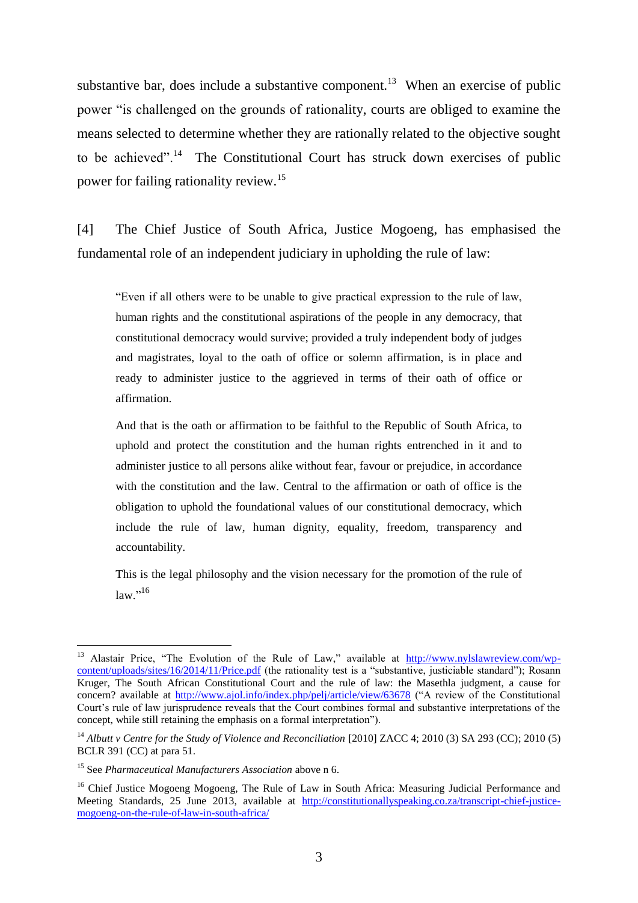substantive bar, does include a substantive component.[13] When an exercise of public power "is challenged on the grounds of rationality, courts are obliged to examine the means selected to determine whether they are rationally related to the objective sought to be achieved".[14] The Constitutional Court has struck down exercises of public power for failing rationality review.[15]

[4] The Chief Justice of South Africa, Justice Mogoeng, has emphasised the fundamental role of an independent judiciary in upholding the rule of law:

> "Even if all others were to be unable to give practical expression to the rule of law, human rights and the constitutional aspirations of the people in any democracy, that constitutional democracy would survive; provided a truly independent body of judges and magistrates, loyal to the oath of office or solemn affirmation, is in place and ready to administer justice to the aggrieved in terms of their oath of office or affirmation.
>
> And that is the oath or affirmation to be faithful to the Republic of South Africa, to uphold and protect the constitution and the human rights entrenched in it and to administer justice to all persons alike without fear, favour or prejudice, in accordance with the constitution and the law. Central to the affirmation or oath of office is the obligation to uphold the foundational values of our constitutional democracy, which include the rule of law, human dignity, equality, freedom, transparency and accountability.
>
> This is the legal philosophy and the vision necessary for the promotion of the rule of law."[16]

---

[13] Alastair Price, "The Evolution of the Rule of Law," available at http://www.nylslawreview.com/wp-content/uploads/sites/16/2014/11/Price.pdf (the rationality test is a "substantive, justiciable standard"); Rosann Kruger, The South African Constitutional Court and the rule of law: the Masethla judgment, a cause for concern? available at http://www.ajol.info/index.php/pelj/article/view/63678 ("A review of the Constitutional Court's rule of law jurisprudence reveals that the Court combines formal and substantive interpretations of the concept, while still retaining the emphasis on a formal interpretation").

[14] *Albutt v Centre for the Study of Violence and Reconciliation* [2010] ZACC 4; 2010 (3) SA 293 (CC); 2010 (5) BCLR 391 (CC) at para 51.

[15] See *Pharmaceutical Manufacturers Association* above n 6.

[16] Chief Justice Mogoeng Mogoeng, The Rule of Law in South Africa: Measuring Judicial Performance and Meeting Standards, 25 June 2013, available at http://constitutionallyspeaking.co.za/transcript-chief-justice-mogoeng-on-the-rule-of-law-in-south-africa/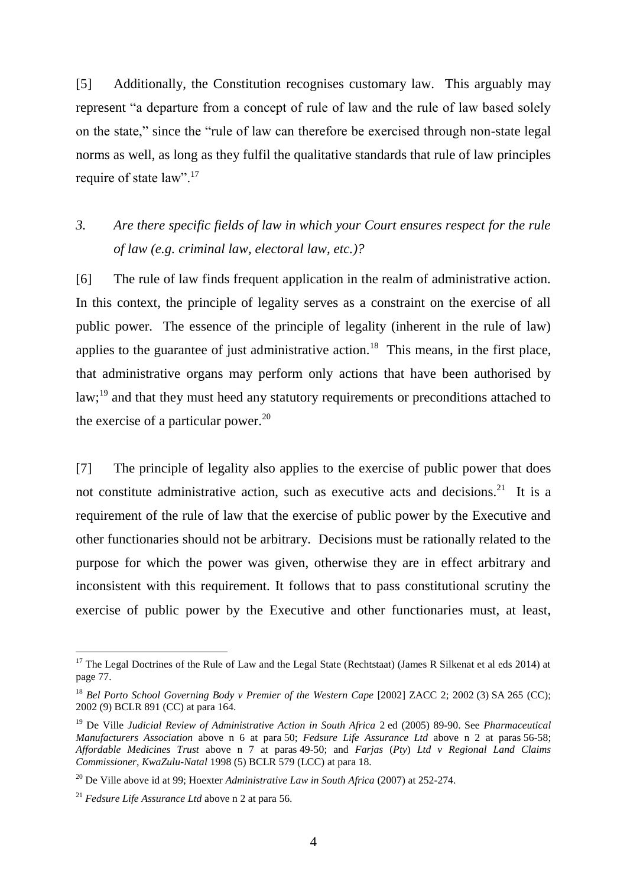[5] Additionally, the Constitution recognises customary law. This arguably may represent "a departure from a concept of rule of law and the rule of law based solely on the state," since the "rule of law can therefore be exercised through non-state legal norms as well, as long as they fulfil the qualitative standards that rule of law principles require of state law".[17]

*3. Are there specific fields of law in which your Court ensures respect for the rule of law (e.g. criminal law, electoral law, etc.)?*

[6] The rule of law finds frequent application in the realm of administrative action. In this context, the principle of legality serves as a constraint on the exercise of all public power. The essence of the principle of legality (inherent in the rule of law) applies to the guarantee of just administrative action.[18] This means, in the first place, that administrative organs may perform only actions that have been authorised by law;[19] and that they must heed any statutory requirements or preconditions attached to the exercise of a particular power.[20]

[7] The principle of legality also applies to the exercise of public power that does not constitute administrative action, such as executive acts and decisions.[21] It is a requirement of the rule of law that the exercise of public power by the Executive and other functionaries should not be arbitrary. Decisions must be rationally related to the purpose for which the power was given, otherwise they are in effect arbitrary and inconsistent with this requirement. It follows that to pass constitutional scrutiny the exercise of public power by the Executive and other functionaries must, at least,

---

[17] The Legal Doctrines of the Rule of Law and the Legal State (Rechtstaat) (James R Silkenat et al eds 2014) at page 77.

[18] *Bel Porto School Governing Body v Premier of the Western Cape* [2002] ZACC 2; 2002 (3) SA 265 (CC); 2002 (9) BCLR 891 (CC) at para 164.

[19] De Ville *Judicial Review of Administrative Action in South Africa* 2 ed (2005) 89-90. See *Pharmaceutical Manufacturers Association* above n 6 at para 50; *Fedsure Life Assurance Ltd* above n 2 at paras 56-58; *Affordable Medicines Trust* above n 7 at paras 49-50; and *Farjas (Pty) Ltd v Regional Land Claims Commissioner, KwaZulu-Natal* 1998 (5) BCLR 579 (LCC) at para 18.

[20] De Ville above id at 99; Hoexter *Administrative Law in South Africa* (2007) at 252-274.

[21] *Fedsure Life Assurance Ltd* above n 2 at para 56.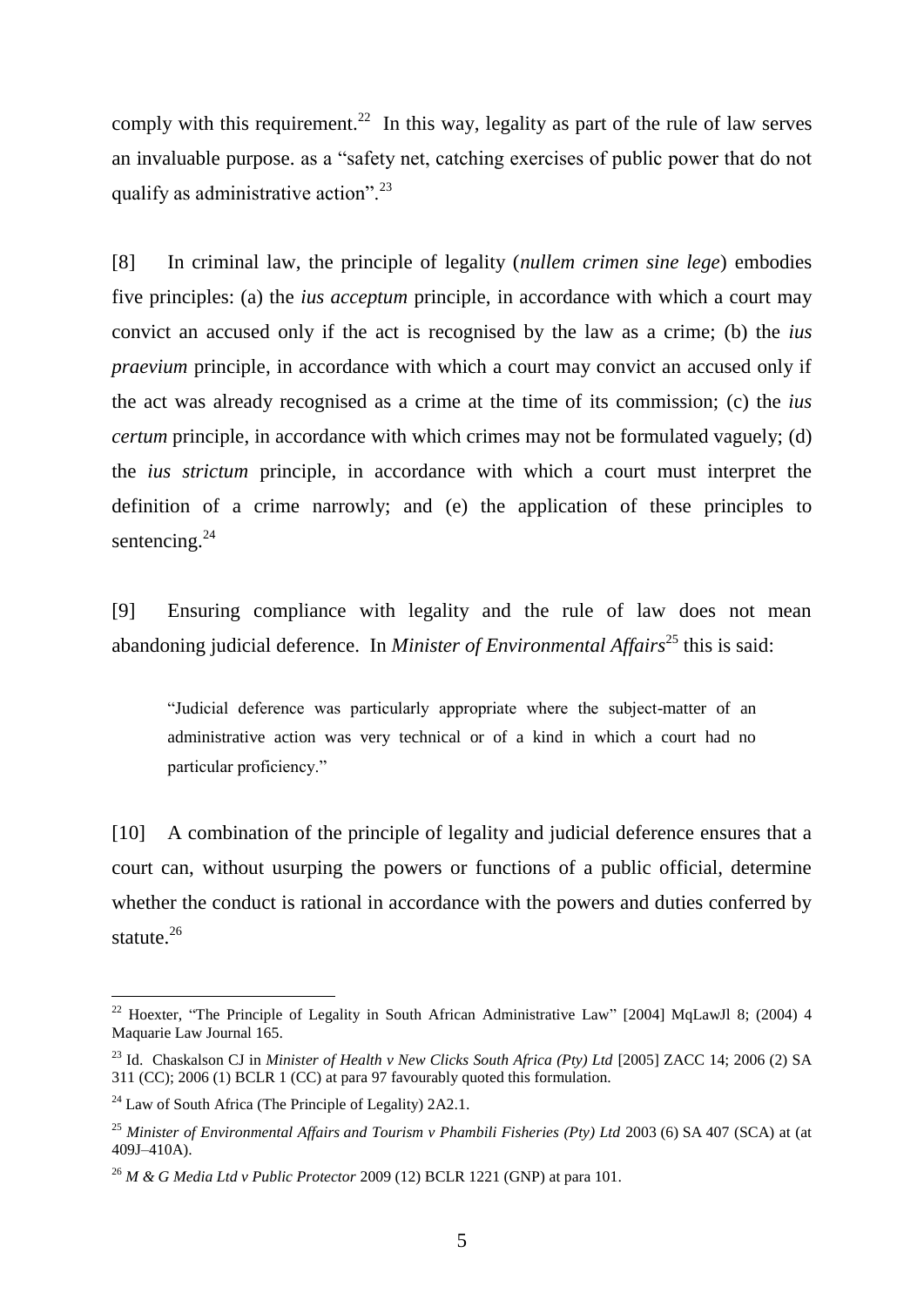comply with this requirement.[22] In this way, legality as part of the rule of law serves an invaluable purpose. as a "safety net, catching exercises of public power that do not qualify as administrative action".[23]

[8] In criminal law, the principle of legality (*nullem crimen sine lege*) embodies five principles: (a) the *ius acceptum* principle, in accordance with which a court may convict an accused only if the act is recognised by the law as a crime; (b) the *ius praevium* principle, in accordance with which a court may convict an accused only if the act was already recognised as a crime at the time of its commission; (c) the *ius certum* principle, in accordance with which crimes may not be formulated vaguely; (d) the *ius strictum* principle, in accordance with which a court must interpret the definition of a crime narrowly; and (e) the application of these principles to sentencing.[24]

[9] Ensuring compliance with legality and the rule of law does not mean abandoning judicial deference. In *Minister of Environmental Affairs*[25] this is said:

> "Judicial deference was particularly appropriate where the subject-matter of an administrative action was very technical or of a kind in which a court had no particular proficiency."

[10] A combination of the principle of legality and judicial deference ensures that a court can, without usurping the powers or functions of a public official, determine whether the conduct is rational in accordance with the powers and duties conferred by statute.[26]

---

[22] Hoexter, "The Principle of Legality in South African Administrative Law" [2004] MqLawJl 8; (2004) 4 Maquarie Law Journal 165.

[23] Id. Chaskalson CJ in *Minister of Health v New Clicks South Africa (Pty) Ltd* [2005] ZACC 14; 2006 (2) SA 311 (CC); 2006 (1) BCLR 1 (CC) at para 97 favourably quoted this formulation.

[24] Law of South Africa (The Principle of Legality) 2A2.1.

[25] *Minister of Environmental Affairs and Tourism v Phambili Fisheries (Pty) Ltd* 2003 (6) SA 407 (SCA) at (at 409J–410A).

[26] *M & G Media Ltd v Public Protector* 2009 (12) BCLR 1221 (GNP) at para 101.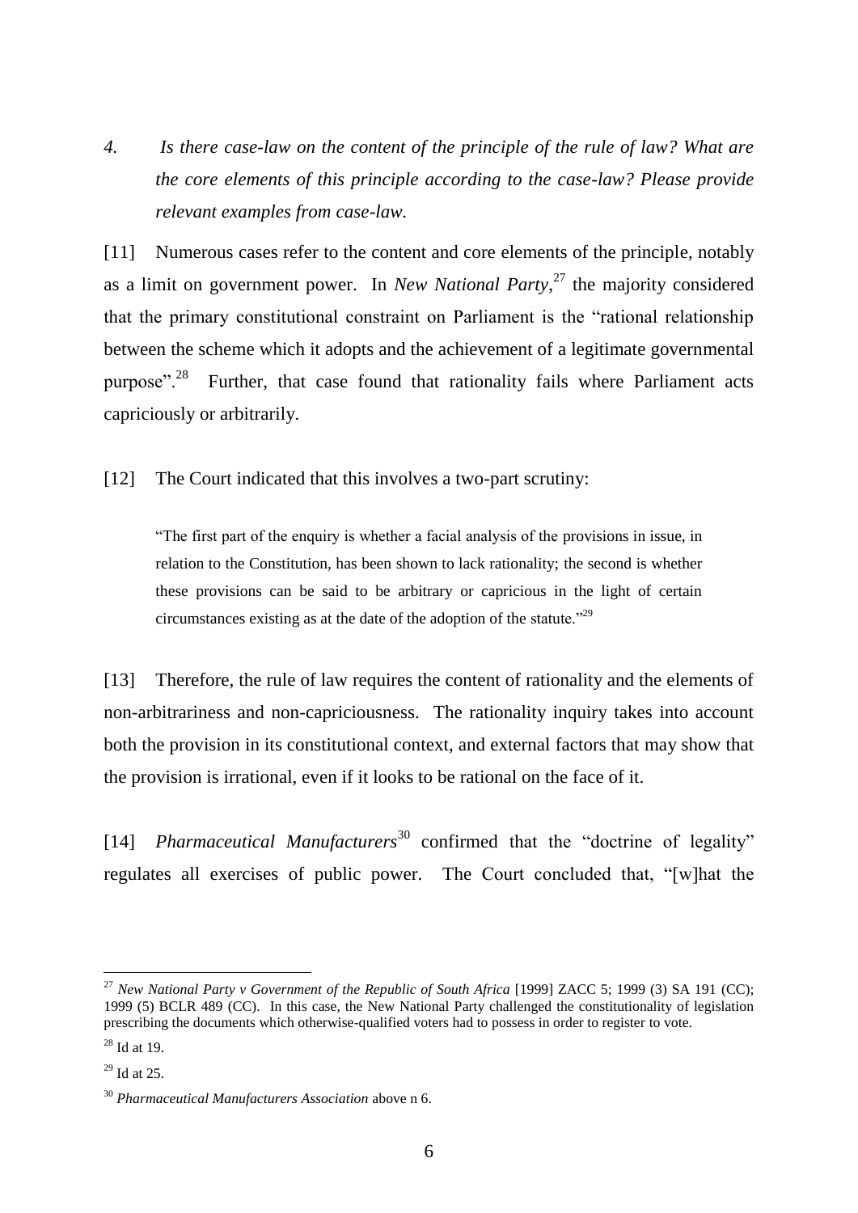*4. Is there case-law on the content of the principle of the rule of law? What are the core elements of this principle according to the case-law? Please provide relevant examples from case-law.*

[11] Numerous cases refer to the content and core elements of the principle, notably as a limit on government power. In *New National Party*,[27] the majority considered that the primary constitutional constraint on Parliament is the "rational relationship between the scheme which it adopts and the achievement of a legitimate governmental purpose".[28] Further, that case found that rationality fails where Parliament acts capriciously or arbitrarily.

[12] The Court indicated that this involves a two-part scrutiny:

> "The first part of the enquiry is whether a facial analysis of the provisions in issue, in relation to the Constitution, has been shown to lack rationality; the second is whether these provisions can be said to be arbitrary or capricious in the light of certain circumstances existing as at the date of the adoption of the statute."[29]

[13] Therefore, the rule of law requires the content of rationality and the elements of non-arbitrariness and non-capriciousness. The rationality inquiry takes into account both the provision in its constitutional context, and external factors that may show that the provision is irrational, even if it looks to be rational on the face of it.

[14] *Pharmaceutical Manufacturers*[30] confirmed that the "doctrine of legality" regulates all exercises of public power. The Court concluded that, "[w]hat the

---

[27] *New National Party v Government of the Republic of South Africa* [1999] ZACC 5; 1999 (3) SA 191 (CC); 1999 (5) BCLR 489 (CC). In this case, the New National Party challenged the constitutionality of legislation prescribing the documents which otherwise-qualified voters had to possess in order to register to vote.

[28] Id at 19.

[29] Id at 25.

[30] *Pharmaceutical Manufacturers Association* above n 6.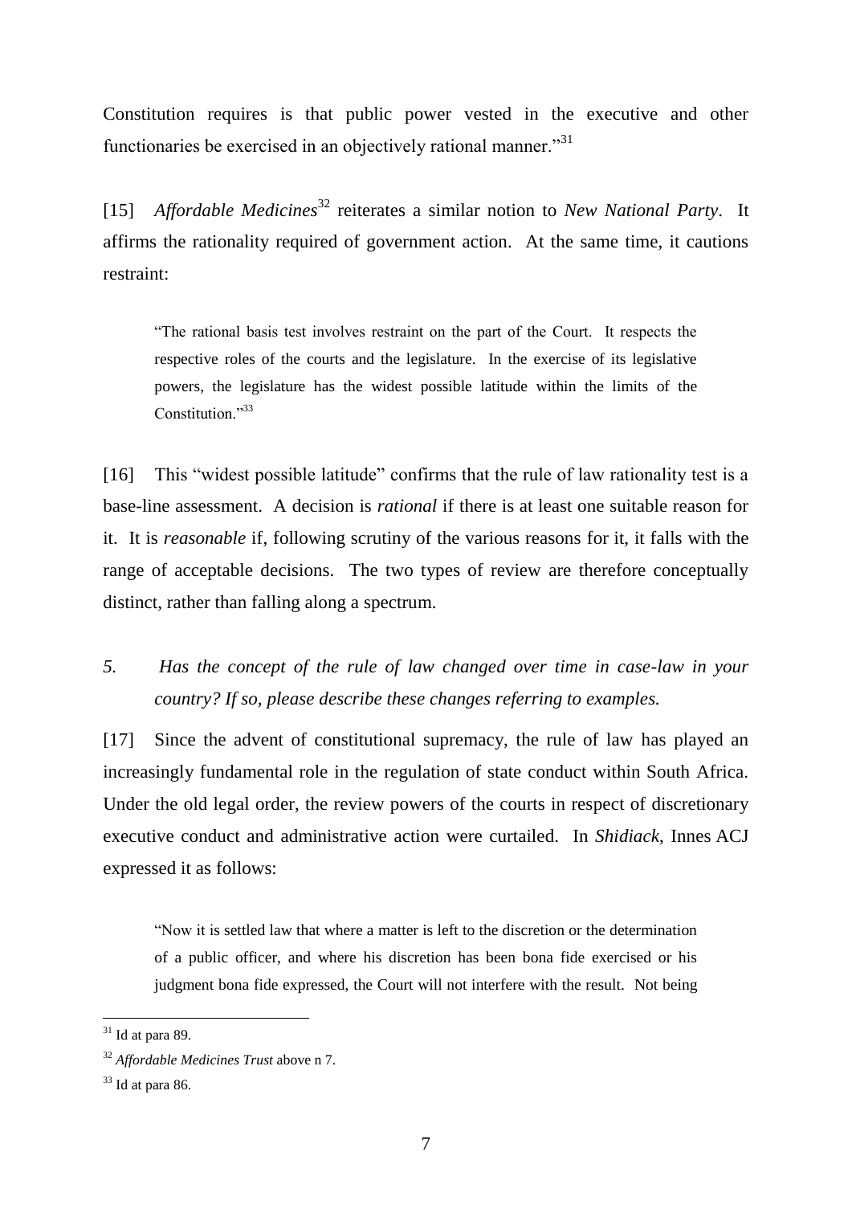Constitution requires is that public power vested in the executive and other functionaries be exercised in an objectively rational manner."[31]

[15] *Affordable Medicines*[32] reiterates a similar notion to *New National Party*. It affirms the rationality required of government action. At the same time, it cautions restraint:

> "The rational basis test involves restraint on the part of the Court. It respects the respective roles of the courts and the legislature. In the exercise of its legislative powers, the legislature has the widest possible latitude within the limits of the Constitution."[33]

[16] This "widest possible latitude" confirms that the rule of law rationality test is a base-line assessment. A decision is *rational* if there is at least one suitable reason for it. It is *reasonable* if, following scrutiny of the various reasons for it, it falls with the range of acceptable decisions. The two types of review are therefore conceptually distinct, rather than falling along a spectrum.

*5. Has the concept of the rule of law changed over time in case-law in your country? If so, please describe these changes referring to examples.*

[17] Since the advent of constitutional supremacy, the rule of law has played an increasingly fundamental role in the regulation of state conduct within South Africa. Under the old legal order, the review powers of the courts in respect of discretionary executive conduct and administrative action were curtailed. In *Shidiack*, Innes ACJ expressed it as follows:

> "Now it is settled law that where a matter is left to the discretion or the determination of a public officer, and where his discretion has been bona fide exercised or his judgment bona fide expressed, the Court will not interfere with the result. Not being

---

[31] Id at para 89.

[32] *Affordable Medicines Trust* above n 7.

[33] Id at para 86.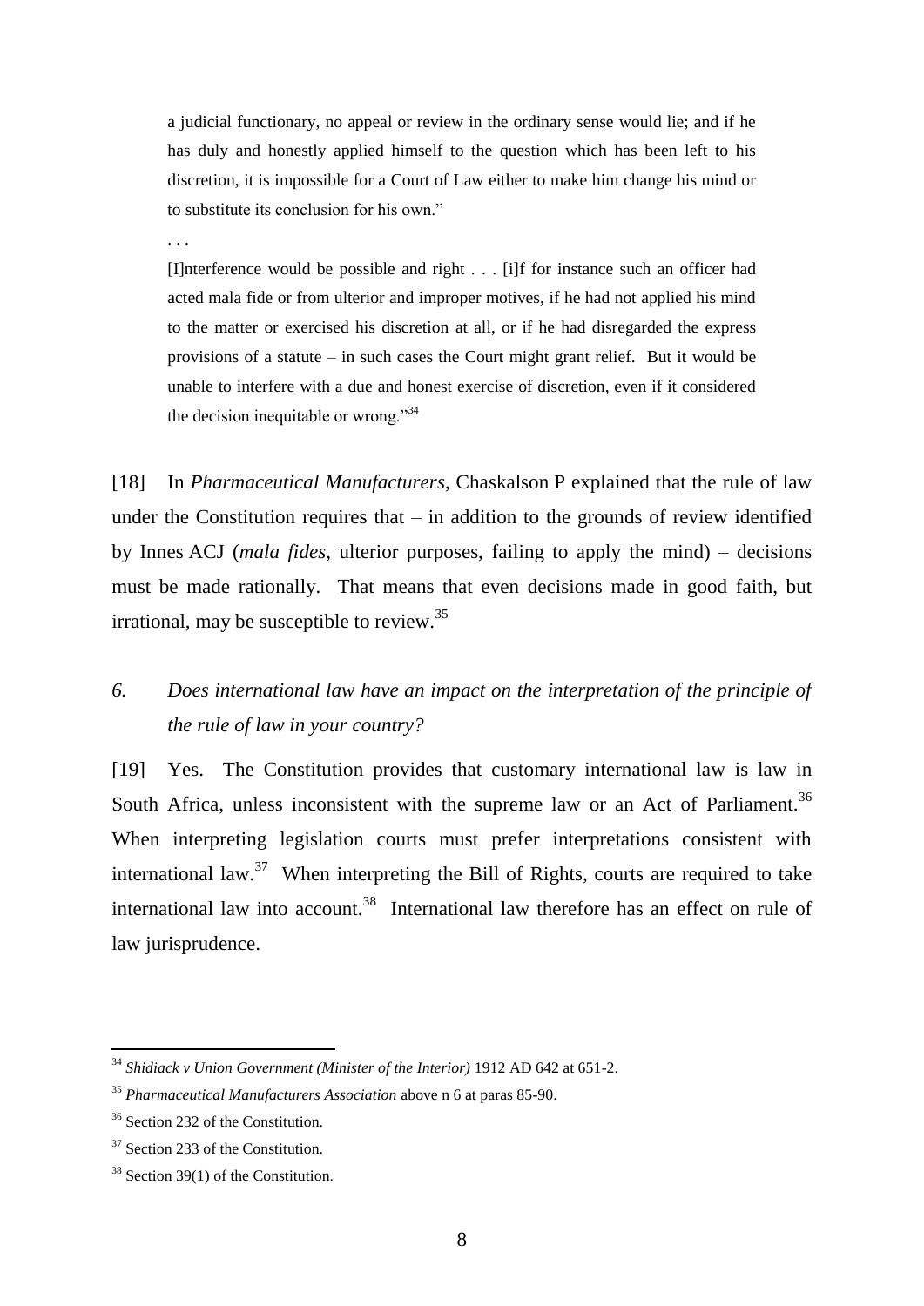> a judicial functionary, no appeal or review in the ordinary sense would lie; and if he has duly and honestly applied himself to the question which has been left to his discretion, it is impossible for a Court of Law either to make him change his mind or to substitute its conclusion for his own."
>
> . . .
>
> [I]nterference would be possible and right . . . [i]f for instance such an officer had acted mala fide or from ulterior and improper motives, if he had not applied his mind to the matter or exercised his discretion at all, or if he had disregarded the express provisions of a statute – in such cases the Court might grant relief. But it would be unable to interfere with a due and honest exercise of discretion, even if it considered the decision inequitable or wrong."[34]

[18] In *Pharmaceutical Manufacturers*, Chaskalson P explained that the rule of law under the Constitution requires that – in addition to the grounds of review identified by Innes ACJ (*mala fides*, ulterior purposes, failing to apply the mind) – decisions must be made rationally. That means that even decisions made in good faith, but irrational, may be susceptible to review.[35]

### *6. Does international law have an impact on the interpretation of the principle of the rule of law in your country?*

[19] Yes. The Constitution provides that customary international law is law in South Africa, unless inconsistent with the supreme law or an Act of Parliament.[36] When interpreting legislation courts must prefer interpretations consistent with international law.[37] When interpreting the Bill of Rights, courts are required to take international law into account.[38] International law therefore has an effect on rule of law jurisprudence.

---

[34] *Shidiack v Union Government (Minister of the Interior)* 1912 AD 642 at 651-2.

[35] *Pharmaceutical Manufacturers Association* above n 6 at paras 85-90.

[36] Section 232 of the Constitution.

[37] Section 233 of the Constitution.

[38] Section 39(1) of the Constitution.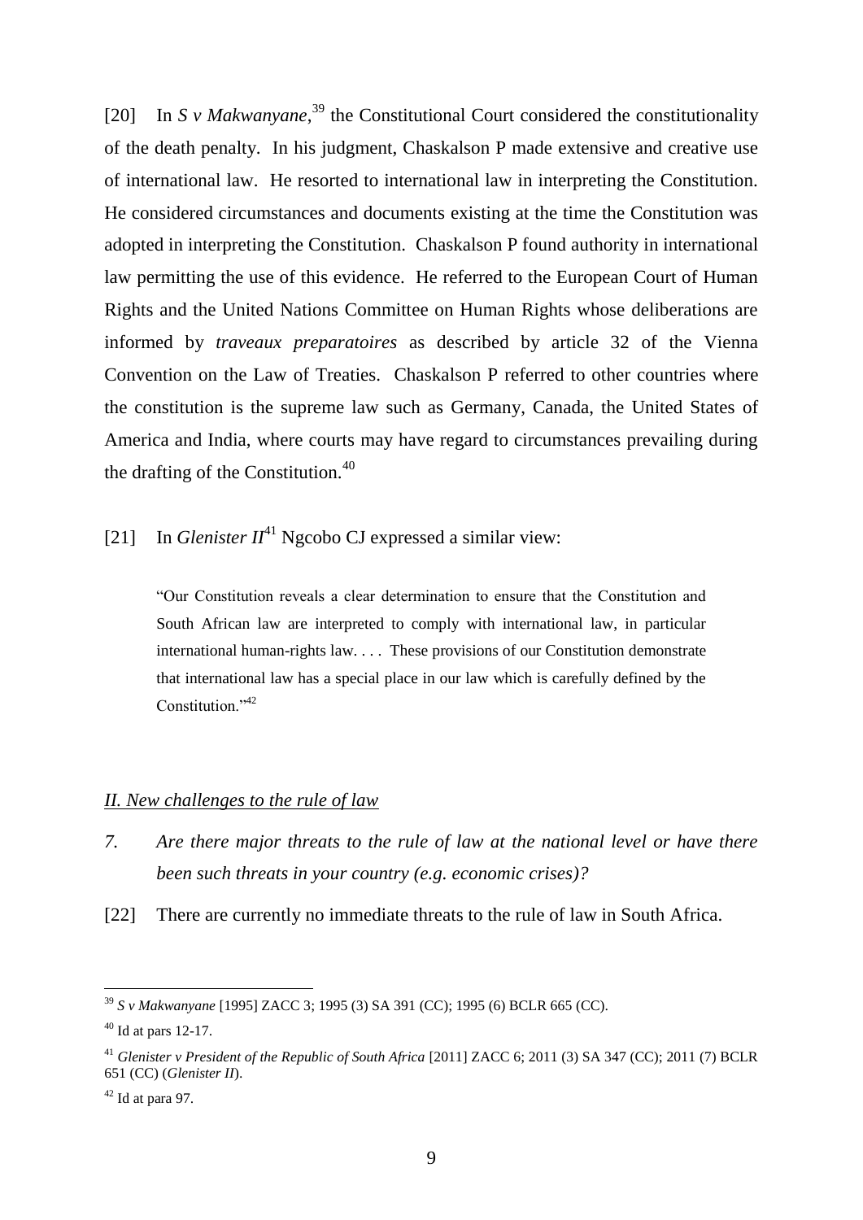[20] In *S v Makwanyane*,[39] the Constitutional Court considered the constitutionality of the death penalty. In his judgment, Chaskalson P made extensive and creative use of international law. He resorted to international law in interpreting the Constitution. He considered circumstances and documents existing at the time the Constitution was adopted in interpreting the Constitution. Chaskalson P found authority in international law permitting the use of this evidence. He referred to the European Court of Human Rights and the United Nations Committee on Human Rights whose deliberations are informed by *traveaux preparatoires* as described by article 32 of the Vienna Convention on the Law of Treaties. Chaskalson P referred to other countries where the constitution is the supreme law such as Germany, Canada, the United States of America and India, where courts may have regard to circumstances prevailing during the drafting of the Constitution.[40]

[21] In *Glenister II*[41] Ngcobo CJ expressed a similar view:

> "Our Constitution reveals a clear determination to ensure that the Constitution and South African law are interpreted to comply with international law, in particular international human-rights law. . . . These provisions of our Constitution demonstrate that international law has a special place in our law which is carefully defined by the Constitution."[42]

## *II. New challenges to the rule of law*

*7. Are there major threats to the rule of law at the national level or have there been such threats in your country (e.g. economic crises)?*

[22] There are currently no immediate threats to the rule of law in South Africa.

---

[39] *S v Makwanyane* [1995] ZACC 3; 1995 (3) SA 391 (CC); 1995 (6) BCLR 665 (CC).

[40] Id at pars 12-17.

[41] *Glenister v President of the Republic of South Africa* [2011] ZACC 6; 2011 (3) SA 347 (CC); 2011 (7) BCLR 651 (CC) (*Glenister II*).

[42] Id at para 97.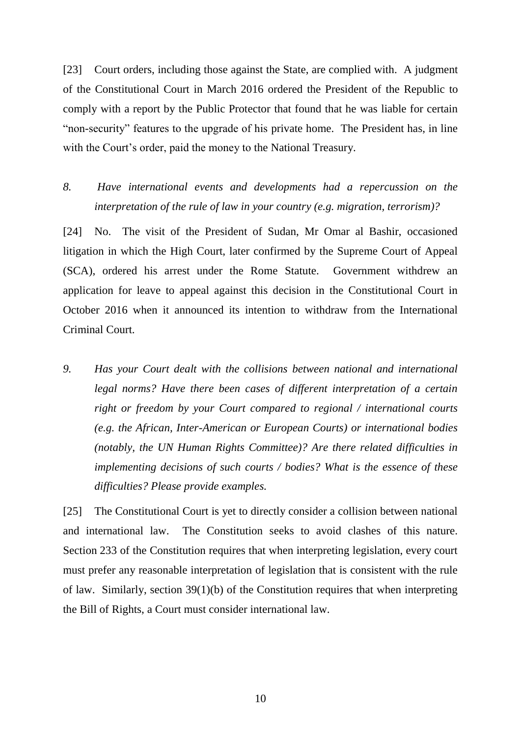[23] Court orders, including those against the State, are complied with. A judgment of the Constitutional Court in March 2016 ordered the President of the Republic to comply with a report by the Public Protector that found that he was liable for certain "non-security" features to the upgrade of his private home. The President has, in line with the Court's order, paid the money to the National Treasury.

*8. Have international events and developments had a repercussion on the interpretation of the rule of law in your country (e.g. migration, terrorism)?*

[24] No. The visit of the President of Sudan, Mr Omar al Bashir, occasioned litigation in which the High Court, later confirmed by the Supreme Court of Appeal (SCA), ordered his arrest under the Rome Statute. Government withdrew an application for leave to appeal against this decision in the Constitutional Court in October 2016 when it announced its intention to withdraw from the International Criminal Court.

*9. Has your Court dealt with the collisions between national and international legal norms? Have there been cases of different interpretation of a certain right or freedom by your Court compared to regional / international courts (e.g. the African, Inter-American or European Courts) or international bodies (notably, the UN Human Rights Committee)? Are there related difficulties in implementing decisions of such courts / bodies? What is the essence of these difficulties? Please provide examples.*

[25] The Constitutional Court is yet to directly consider a collision between national and international law. The Constitution seeks to avoid clashes of this nature. Section 233 of the Constitution requires that when interpreting legislation, every court must prefer any reasonable interpretation of legislation that is consistent with the rule of law. Similarly, section 39(1)(b) of the Constitution requires that when interpreting the Bill of Rights, a Court must consider international law.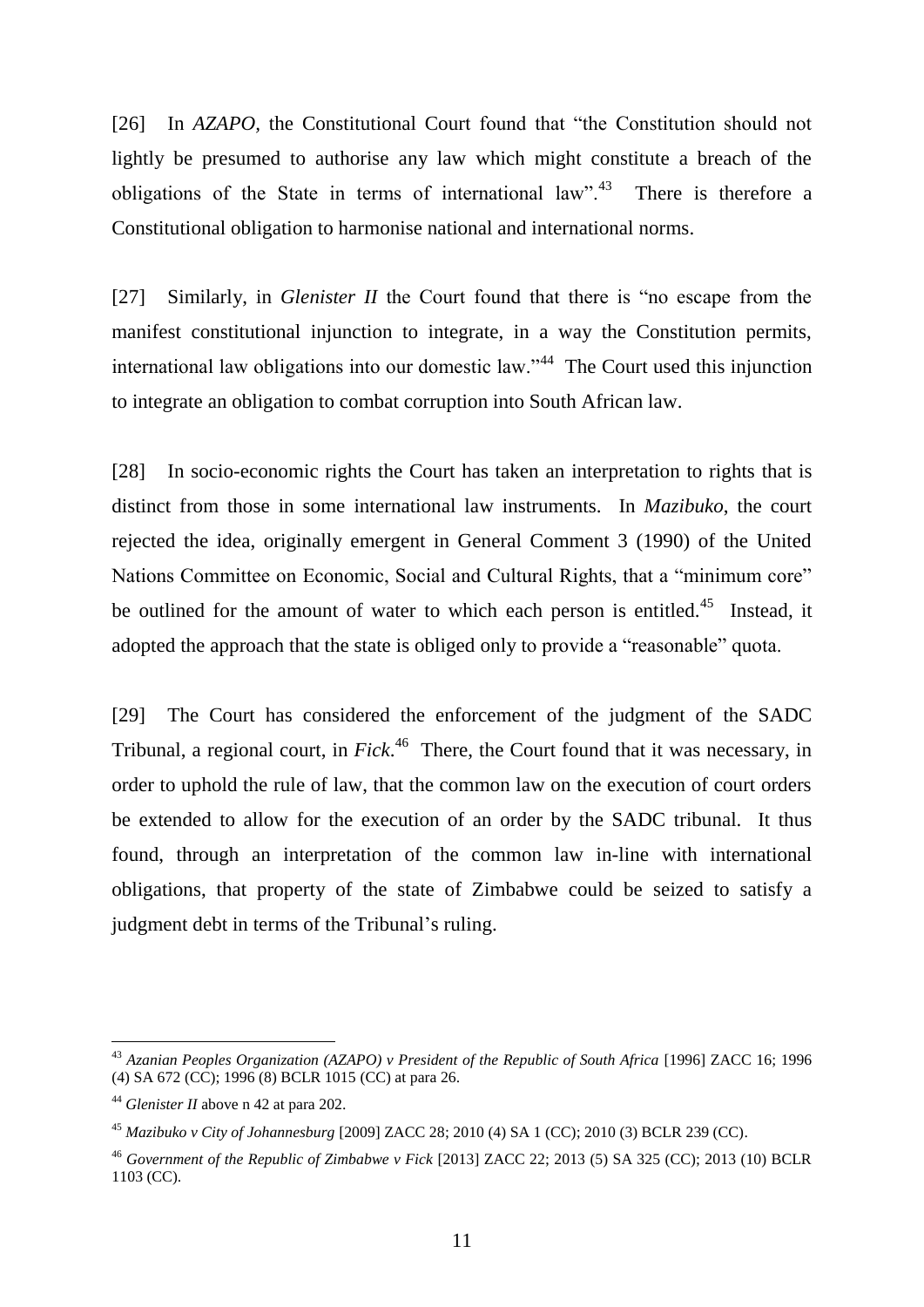[26] In *AZAPO*, the Constitutional Court found that "the Constitution should not lightly be presumed to authorise any law which might constitute a breach of the obligations of the State in terms of international law".[43] There is therefore a Constitutional obligation to harmonise national and international norms.

[27] Similarly, in *Glenister II* the Court found that there is "no escape from the manifest constitutional injunction to integrate, in a way the Constitution permits, international law obligations into our domestic law."[44] The Court used this injunction to integrate an obligation to combat corruption into South African law.

[28] In socio-economic rights the Court has taken an interpretation to rights that is distinct from those in some international law instruments. In *Mazibuko*, the court rejected the idea, originally emergent in General Comment 3 (1990) of the United Nations Committee on Economic, Social and Cultural Rights, that a "minimum core" be outlined for the amount of water to which each person is entitled.[45] Instead, it adopted the approach that the state is obliged only to provide a "reasonable" quota.

[29] The Court has considered the enforcement of the judgment of the SADC Tribunal, a regional court, in *Fick*.[46] There, the Court found that it was necessary, in order to uphold the rule of law, that the common law on the execution of court orders be extended to allow for the execution of an order by the SADC tribunal. It thus found, through an interpretation of the common law in-line with international obligations, that property of the state of Zimbabwe could be seized to satisfy a judgment debt in terms of the Tribunal's ruling.

---

[43] *Azanian Peoples Organization (AZAPO) v President of the Republic of South Africa* [1996] ZACC 16; 1996 (4) SA 672 (CC); 1996 (8) BCLR 1015 (CC) at para 26.

[44] *Glenister II* above n 42 at para 202.

[45] *Mazibuko v City of Johannesburg* [2009] ZACC 28; 2010 (4) SA 1 (CC); 2010 (3) BCLR 239 (CC).

[46] *Government of the Republic of Zimbabwe v Fick* [2013] ZACC 22; 2013 (5) SA 325 (CC); 2013 (10) BCLR 1103 (CC).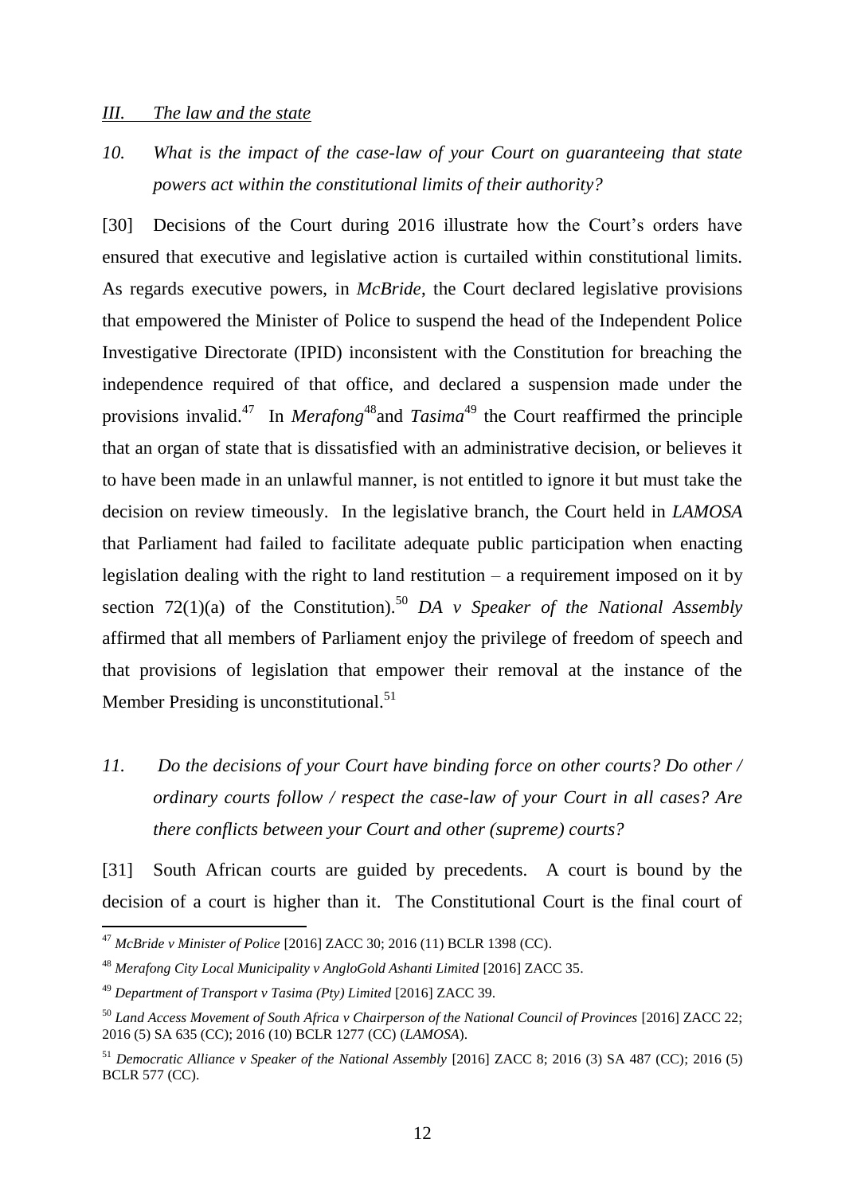## *III. The law and the state*

*10. What is the impact of the case-law of your Court on guaranteeing that state powers act within the constitutional limits of their authority?*

[30] Decisions of the Court during 2016 illustrate how the Court's orders have ensured that executive and legislative action is curtailed within constitutional limits. As regards executive powers, in *McBride*, the Court declared legislative provisions that empowered the Minister of Police to suspend the head of the Independent Police Investigative Directorate (IPID) inconsistent with the Constitution for breaching the independence required of that office, and declared a suspension made under the provisions invalid.[47] In *Merafong*[48] and *Tasima*[49] the Court reaffirmed the principle that an organ of state that is dissatisfied with an administrative decision, or believes it to have been made in an unlawful manner, is not entitled to ignore it but must take the decision on review timeously. In the legislative branch, the Court held in *LAMOSA* that Parliament had failed to facilitate adequate public participation when enacting legislation dealing with the right to land restitution – a requirement imposed on it by section 72(1)(a) of the Constitution).[50] *DA v Speaker of the National Assembly* affirmed that all members of Parliament enjoy the privilege of freedom of speech and that provisions of legislation that empower their removal at the instance of the Member Presiding is unconstitutional.[51]

*11. Do the decisions of your Court have binding force on other courts? Do other / ordinary courts follow / respect the case-law of your Court in all cases? Are there conflicts between your Court and other (supreme) courts?*

[31] South African courts are guided by precedents. A court is bound by the decision of a court is higher than it. The Constitutional Court is the final court of

---

[47] *McBride v Minister of Police* [2016] ZACC 30; 2016 (11) BCLR 1398 (CC).

[48] *Merafong City Local Municipality v AngloGold Ashanti Limited* [2016] ZACC 35.

[49] *Department of Transport v Tasima (Pty) Limited* [2016] ZACC 39.

[50] *Land Access Movement of South Africa v Chairperson of the National Council of Provinces* [2016] ZACC 22; 2016 (5) SA 635 (CC); 2016 (10) BCLR 1277 (CC) (*LAMOSA*).

[51] *Democratic Alliance v Speaker of the National Assembly* [2016] ZACC 8; 2016 (3) SA 487 (CC); 2016 (5) BCLR 577 (CC).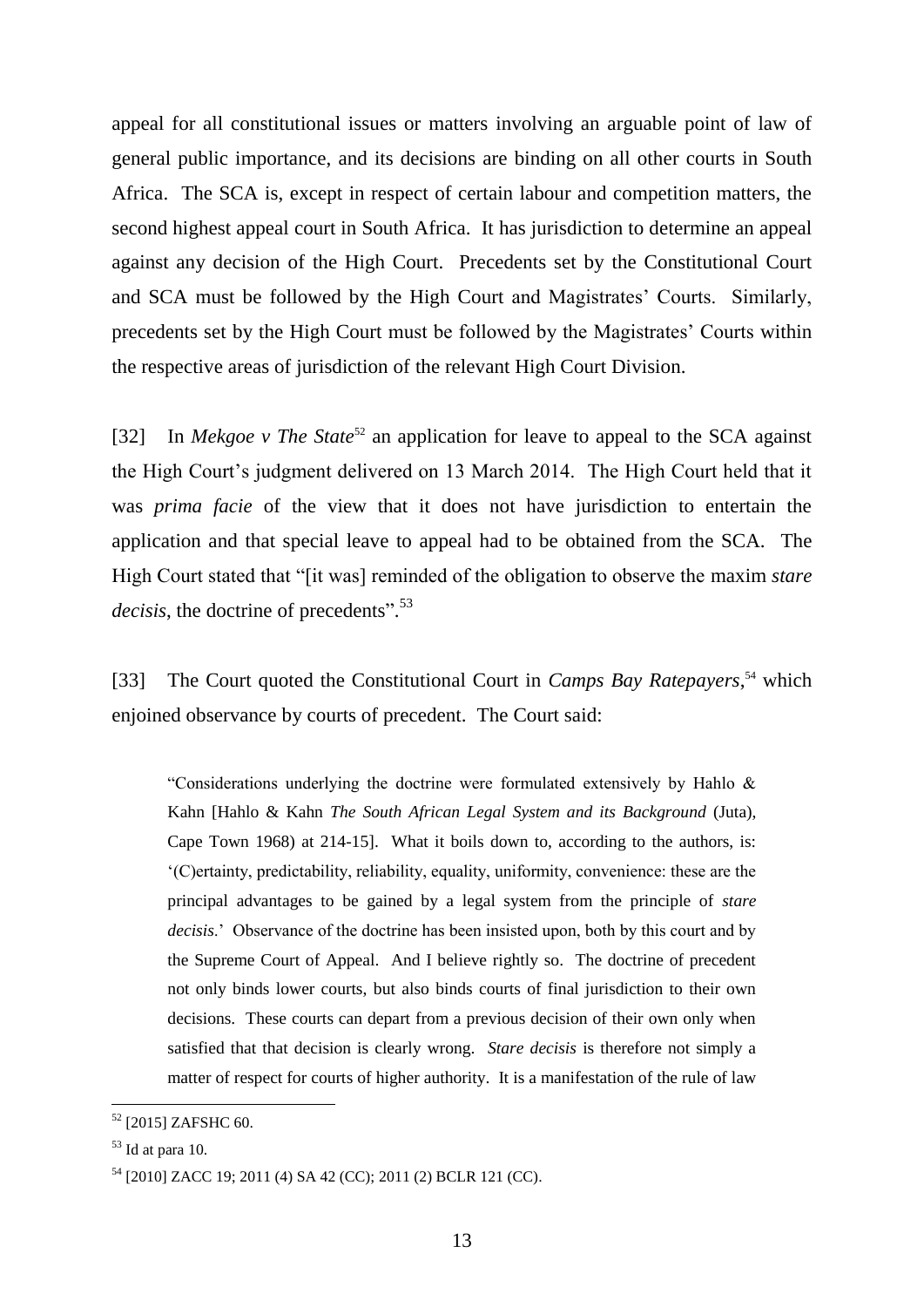appeal for all constitutional issues or matters involving an arguable point of law of general public importance, and its decisions are binding on all other courts in South Africa. The SCA is, except in respect of certain labour and competition matters, the second highest appeal court in South Africa. It has jurisdiction to determine an appeal against any decision of the High Court. Precedents set by the Constitutional Court and SCA must be followed by the High Court and Magistrates' Courts. Similarly, precedents set by the High Court must be followed by the Magistrates' Courts within the respective areas of jurisdiction of the relevant High Court Division.

[32] In *Mekgoe v The State*[52] an application for leave to appeal to the SCA against the High Court's judgment delivered on 13 March 2014. The High Court held that it was *prima facie* of the view that it does not have jurisdiction to entertain the application and that special leave to appeal had to be obtained from the SCA. The High Court stated that "[it was] reminded of the obligation to observe the maxim *stare decisis*, the doctrine of precedents".[53]

[33] The Court quoted the Constitutional Court in *Camps Bay Ratepayers*,[54] which enjoined observance by courts of precedent. The Court said:

> "Considerations underlying the doctrine were formulated extensively by Hahlo & Kahn [Hahlo & Kahn *The South African Legal System and its Background* (Juta), Cape Town 1968) at 214-15]. What it boils down to, according to the authors, is: '(C)ertainty, predictability, reliability, equality, uniformity, convenience: these are the principal advantages to be gained by a legal system from the principle of *stare decisis*.' Observance of the doctrine has been insisted upon, both by this court and by the Supreme Court of Appeal. And I believe rightly so. The doctrine of precedent not only binds lower courts, but also binds courts of final jurisdiction to their own decisions. These courts can depart from a previous decision of their own only when satisfied that that decision is clearly wrong. *Stare decisis* is therefore not simply a matter of respect for courts of higher authority. It is a manifestation of the rule of law

---

[52] [2015] ZAFSHC 60.

[53] Id at para 10.

[54] [2010] ZACC 19; 2011 (4) SA 42 (CC); 2011 (2) BCLR 121 (CC).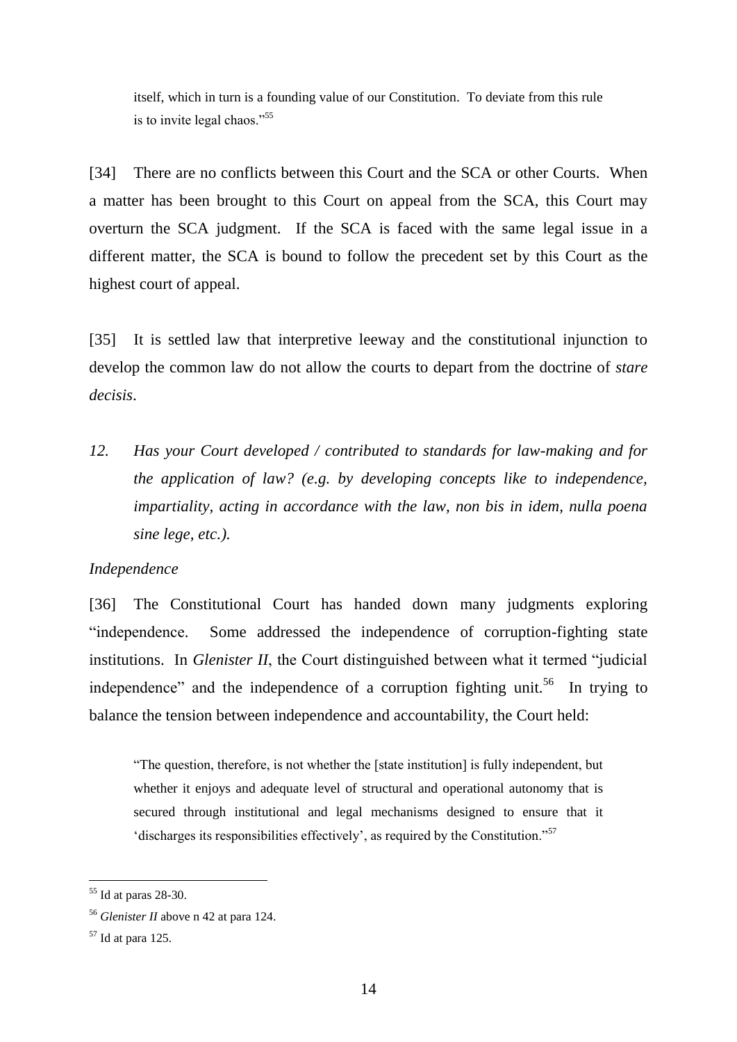> itself, which in turn is a founding value of our Constitution. To deviate from this rule is to invite legal chaos."[55]

[34] There are no conflicts between this Court and the SCA or other Courts. When a matter has been brought to this Court on appeal from the SCA, this Court may overturn the SCA judgment. If the SCA is faced with the same legal issue in a different matter, the SCA is bound to follow the precedent set by this Court as the highest court of appeal.

[35] It is settled law that interpretive leeway and the constitutional injunction to develop the common law do not allow the courts to depart from the doctrine of *stare decisis*.

*12. Has your Court developed / contributed to standards for law-making and for the application of law? (e.g. by developing concepts like to independence, impartiality, acting in accordance with the law, non bis in idem, nulla poena sine lege, etc.).*

*Independence*

[36] The Constitutional Court has handed down many judgments exploring "independence. Some addressed the independence of corruption-fighting state institutions. In *Glenister II*, the Court distinguished between what it termed "judicial independence" and the independence of a corruption fighting unit.[56] In trying to balance the tension between independence and accountability, the Court held:

> "The question, therefore, is not whether the [state institution] is fully independent, but whether it enjoys and adequate level of structural and operational autonomy that is secured through institutional and legal mechanisms designed to ensure that it 'discharges its responsibilities effectively', as required by the Constitution."[57]

---

[55] Id at paras 28-30.

[56] *Glenister II* above n 42 at para 124.

[57] Id at para 125.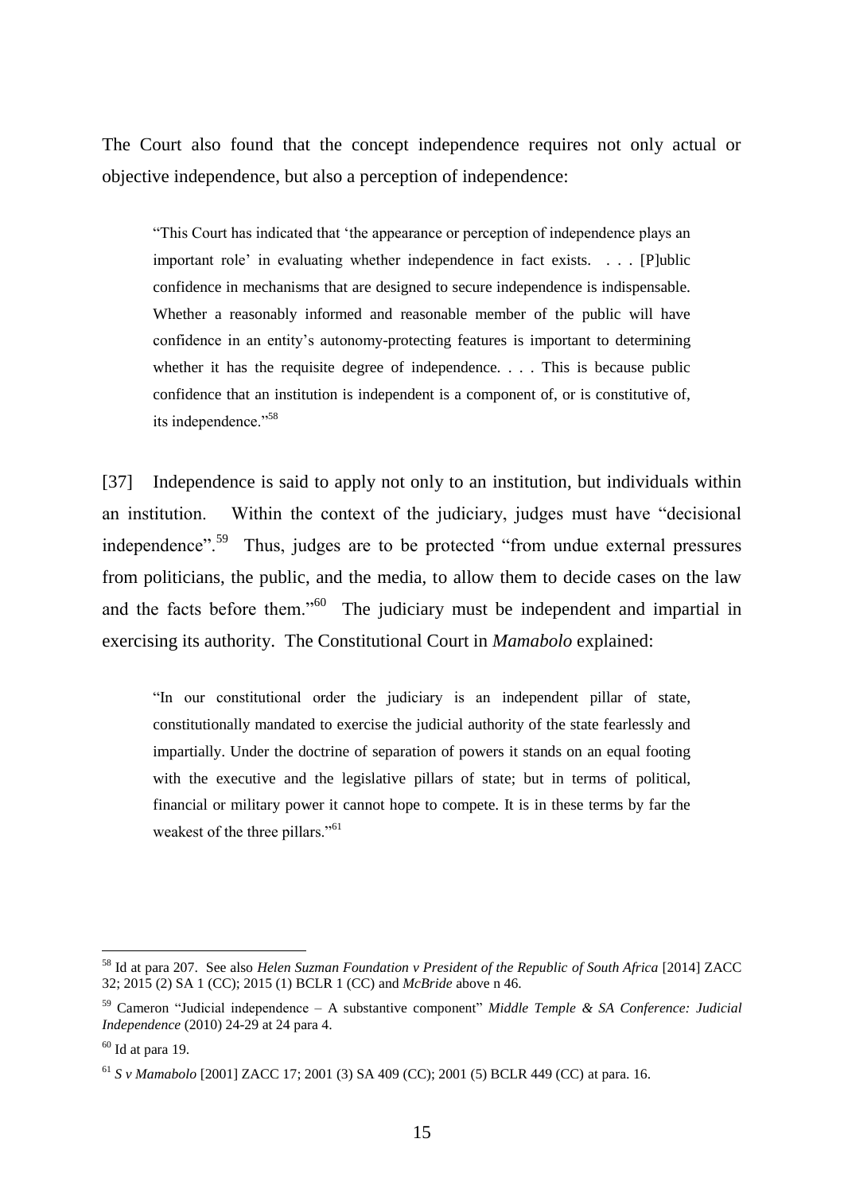The Court also found that the concept independence requires not only actual or objective independence, but also a perception of independence:

> "This Court has indicated that 'the appearance or perception of independence plays an important role' in evaluating whether independence in fact exists. . . . [P]ublic confidence in mechanisms that are designed to secure independence is indispensable. Whether a reasonably informed and reasonable member of the public will have confidence in an entity's autonomy-protecting features is important to determining whether it has the requisite degree of independence. . . . This is because public confidence that an institution is independent is a component of, or is constitutive of, its independence."[58]

[37] Independence is said to apply not only to an institution, but individuals within an institution. Within the context of the judiciary, judges must have "decisional independence".[59] Thus, judges are to be protected "from undue external pressures from politicians, the public, and the media, to allow them to decide cases on the law and the facts before them."[60] The judiciary must be independent and impartial in exercising its authority. The Constitutional Court in *Mamabolo* explained:

> "In our constitutional order the judiciary is an independent pillar of state, constitutionally mandated to exercise the judicial authority of the state fearlessly and impartially. Under the doctrine of separation of powers it stands on an equal footing with the executive and the legislative pillars of state; but in terms of political, financial or military power it cannot hope to compete. It is in these terms by far the weakest of the three pillars."[61]

---

[58] Id at para 207. See also *Helen Suzman Foundation v President of the Republic of South Africa* [2014] ZACC 32; 2015 (2) SA 1 (CC); 2015 (1) BCLR 1 (CC) and *McBride* above n 46.

[59] Cameron "Judicial independence – A substantive component" *Middle Temple & SA Conference: Judicial Independence* (2010) 24-29 at 24 para 4.

[60] Id at para 19.

[61] *S v Mamabolo* [2001] ZACC 17; 2001 (3) SA 409 (CC); 2001 (5) BCLR 449 (CC) at para. 16.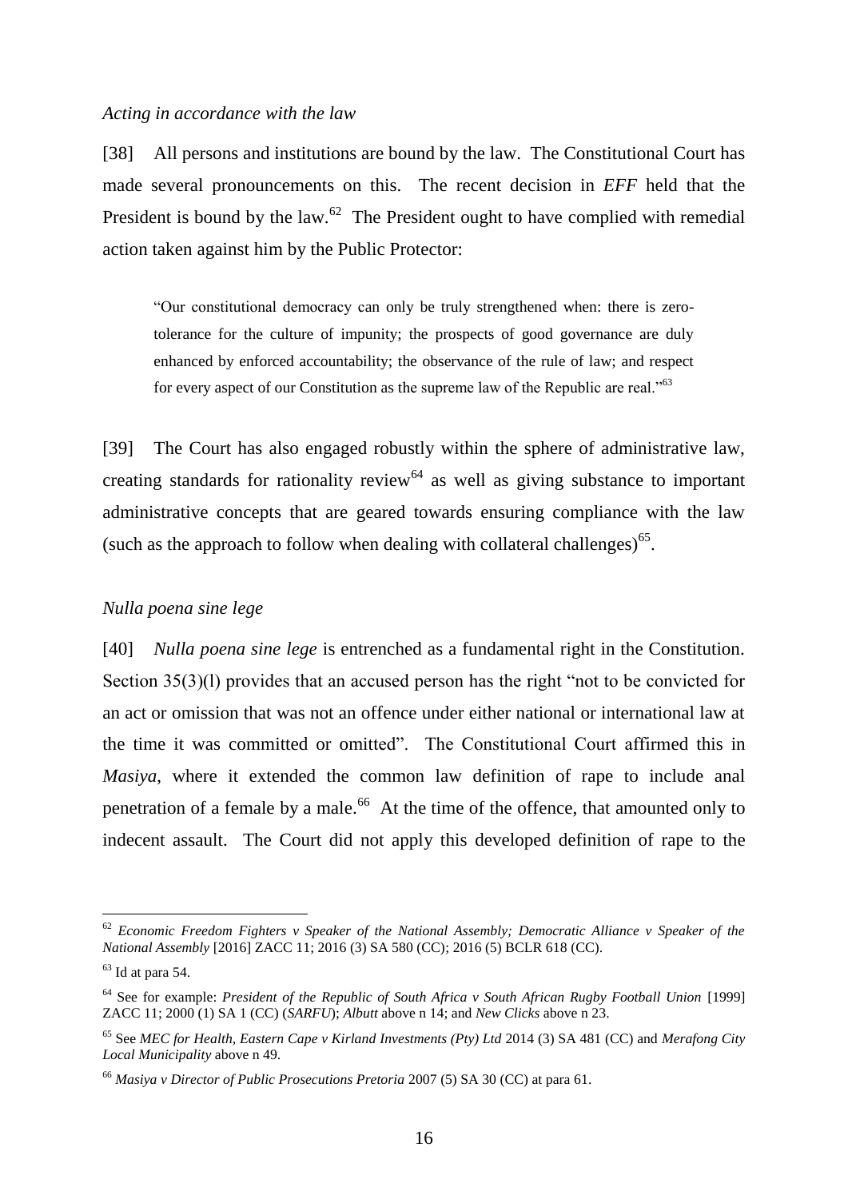*Acting in accordance with the law*

[38] All persons and institutions are bound by the law. The Constitutional Court has made several pronouncements on this. The recent decision in *EFF* held that the President is bound by the law.[62] The President ought to have complied with remedial action taken against him by the Public Protector:

> "Our constitutional democracy can only be truly strengthened when: there is zero-tolerance for the culture of impunity; the prospects of good governance are duly enhanced by enforced accountability; the observance of the rule of law; and respect for every aspect of our Constitution as the supreme law of the Republic are real."[63]

[39] The Court has also engaged robustly within the sphere of administrative law, creating standards for rationality review[64] as well as giving substance to important administrative concepts that are geared towards ensuring compliance with the law (such as the approach to follow when dealing with collateral challenges)[65].

*Nulla poena sine lege*

[40] *Nulla poena sine lege* is entrenched as a fundamental right in the Constitution. Section 35(3)(l) provides that an accused person has the right "not to be convicted for an act or omission that was not an offence under either national or international law at the time it was committed or omitted". The Constitutional Court affirmed this in *Masiya*, where it extended the common law definition of rape to include anal penetration of a female by a male.[66] At the time of the offence, that amounted only to indecent assault. The Court did not apply this developed definition of rape to the

---

[62] *Economic Freedom Fighters v Speaker of the National Assembly; Democratic Alliance v Speaker of the National Assembly* [2016] ZACC 11; 2016 (3) SA 580 (CC); 2016 (5) BCLR 618 (CC).

[63] Id at para 54.

[64] See for example: *President of the Republic of South Africa v South African Rugby Football Union* [1999] ZACC 11; 2000 (1) SA 1 (CC) (*SARFU*); *Albutt* above n 14; and *New Clicks* above n 23.

[65] See *MEC for Health, Eastern Cape v Kirland Investments (Pty) Ltd* 2014 (3) SA 481 (CC) and *Merafong City Local Municipality* above n 49.

[66] *Masiya v Director of Public Prosecutions Pretoria* 2007 (5) SA 30 (CC) at para 61.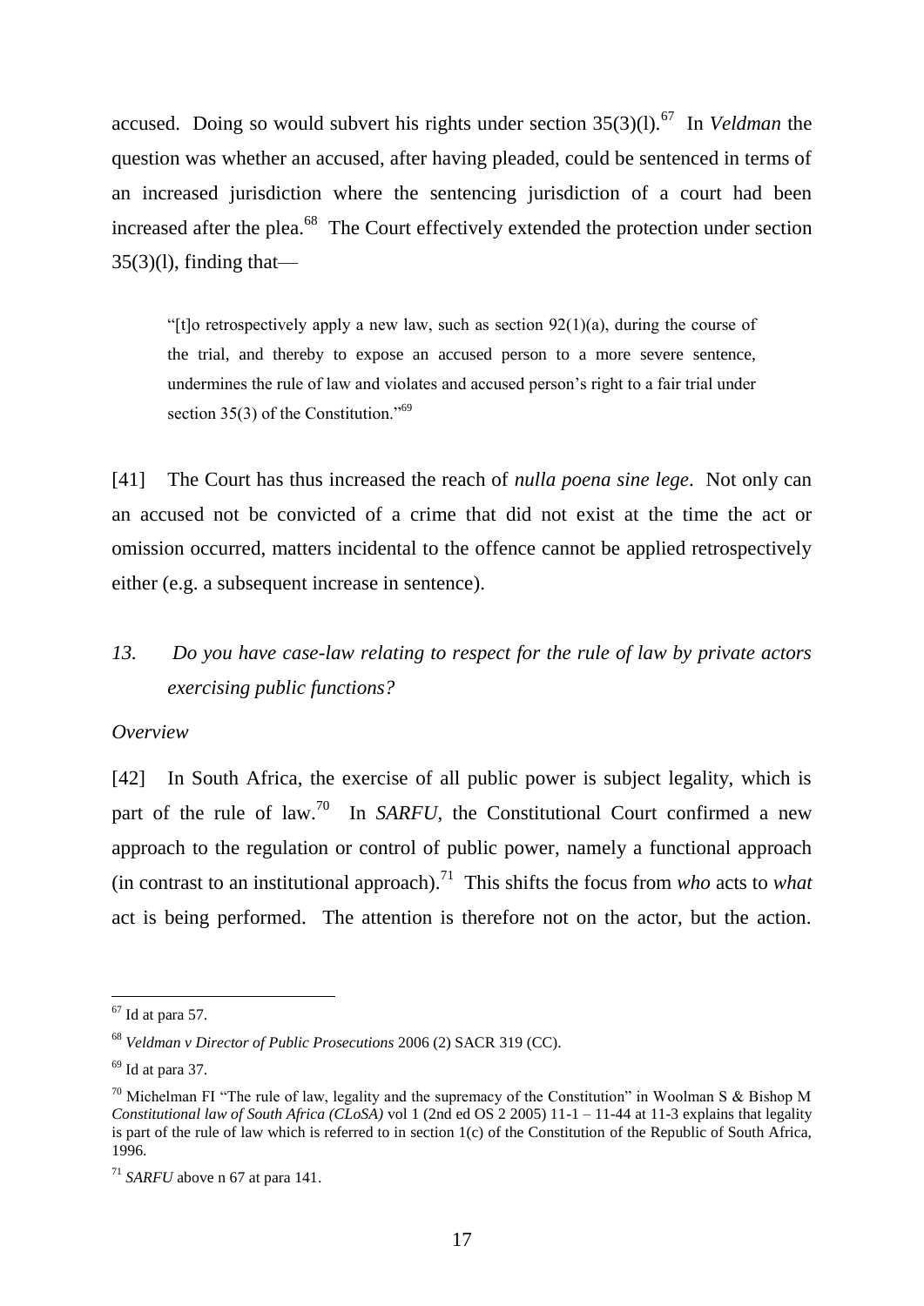accused. Doing so would subvert his rights under section 35(3)(l).[67] In *Veldman* the question was whether an accused, after having pleaded, could be sentenced in terms of an increased jurisdiction where the sentencing jurisdiction of a court had been increased after the plea.[68] The Court effectively extended the protection under section 35(3)(l), finding that—

> "[t]o retrospectively apply a new law, such as section 92(1)(a), during the course of the trial, and thereby to expose an accused person to a more severe sentence, undermines the rule of law and violates and accused person's right to a fair trial under section 35(3) of the Constitution."[69]

[41] The Court has thus increased the reach of *nulla poena sine lege*. Not only can an accused not be convicted of a crime that did not exist at the time the act or omission occurred, matters incidental to the offence cannot be applied retrospectively either (e.g. a subsequent increase in sentence).

### *13. Do you have case-law relating to respect for the rule of law by private actors exercising public functions?*

*Overview*

[42] In South Africa, the exercise of all public power is subject legality, which is part of the rule of law.[70] In *SARFU*, the Constitutional Court confirmed a new approach to the regulation or control of public power, namely a functional approach (in contrast to an institutional approach).[71] This shifts the focus from *who* acts to *what* act is being performed. The attention is therefore not on the actor, but the action.

---

[67] Id at para 57.

[68] *Veldman v Director of Public Prosecutions* 2006 (2) SACR 319 (CC).

[69] Id at para 37.

[70] Michelman FI "The rule of law, legality and the supremacy of the Constitution" in Woolman S & Bishop M *Constitutional law of South Africa (CLoSA)* vol 1 (2nd ed OS 2 2005) 11-1 – 11-44 at 11-3 explains that legality is part of the rule of law which is referred to in section 1(c) of the Constitution of the Republic of South Africa, 1996.

[71] *SARFU* above n 67 at para 141.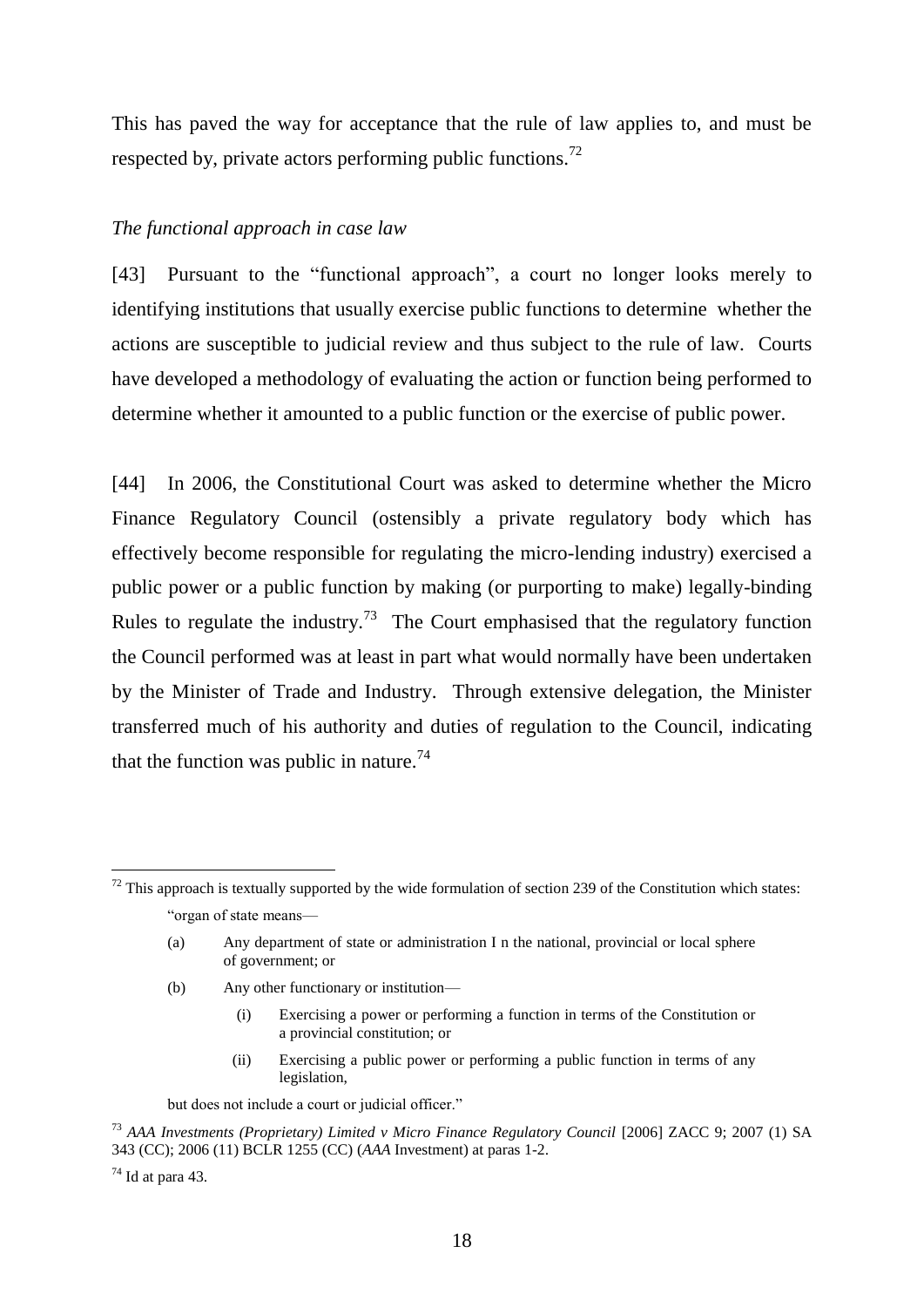This has paved the way for acceptance that the rule of law applies to, and must be respected by, private actors performing public functions.[72]

*The functional approach in case law*

[43] Pursuant to the "functional approach", a court no longer looks merely to identifying institutions that usually exercise public functions to determine whether the actions are susceptible to judicial review and thus subject to the rule of law. Courts have developed a methodology of evaluating the action or function being performed to determine whether it amounted to a public function or the exercise of public power.

[44] In 2006, the Constitutional Court was asked to determine whether the Micro Finance Regulatory Council (ostensibly a private regulatory body which has effectively become responsible for regulating the micro-lending industry) exercised a public power or a public function by making (or purporting to make) legally-binding Rules to regulate the industry.[73] The Court emphasised that the regulatory function the Council performed was at least in part what would normally have been undertaken by the Minister of Trade and Industry. Through extensive delegation, the Minister transferred much of his authority and duties of regulation to the Council, indicating that the function was public in nature.[74]

---

[72] This approach is textually supported by the wide formulation of section 239 of the Constitution which states:

> "organ of state means—
>
> (a) Any department of state or administration I n the national, provincial or local sphere of government; or
>
> (b) Any other functionary or institution—
>
> (i) Exercising a power or performing a function in terms of the Constitution or a provincial constitution; or
>
> (ii) Exercising a public power or performing a public function in terms of any legislation,
>
> but does not include a court or judicial officer."

[73] *AAA Investments (Proprietary) Limited v Micro Finance Regulatory Council* [2006] ZACC 9; 2007 (1) SA 343 (CC); 2006 (11) BCLR 1255 (CC) (*AAA* Investment) at paras 1-2.

[74] Id at para 43.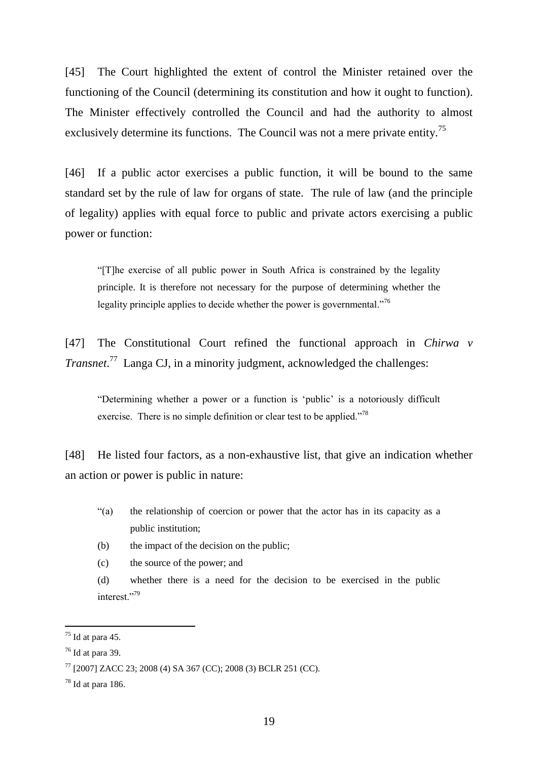[45] The Court highlighted the extent of control the Minister retained over the functioning of the Council (determining its constitution and how it ought to function). The Minister effectively controlled the Council and had the authority to almost exclusively determine its functions. The Council was not a mere private entity.[75]

[46] If a public actor exercises a public function, it will be bound to the same standard set by the rule of law for organs of state. The rule of law (and the principle of legality) applies with equal force to public and private actors exercising a public power or function:

> "[T]he exercise of all public power in South Africa is constrained by the legality principle. It is therefore not necessary for the purpose of determining whether the legality principle applies to decide whether the power is governmental."[76]

[47] The Constitutional Court refined the functional approach in *Chirwa v Transnet*.[77] Langa CJ, in a minority judgment, acknowledged the challenges:

> "Determining whether a power or a function is 'public' is a notoriously difficult exercise. There is no simple definition or clear test to be applied."[78]

[48] He listed four factors, as a non-exhaustive list, that give an indication whether an action or power is public in nature:

> "(a) the relationship of coercion or power that the actor has in its capacity as a public institution;
>
> (b) the impact of the decision on the public;
>
> (c) the source of the power; and
>
> (d) whether there is a need for the decision to be exercised in the public interest."[79]

---

[75] Id at para 45.

[76] Id at para 39.

[77] [2007] ZACC 23; 2008 (4) SA 367 (CC); 2008 (3) BCLR 251 (CC).

[78] Id at para 186.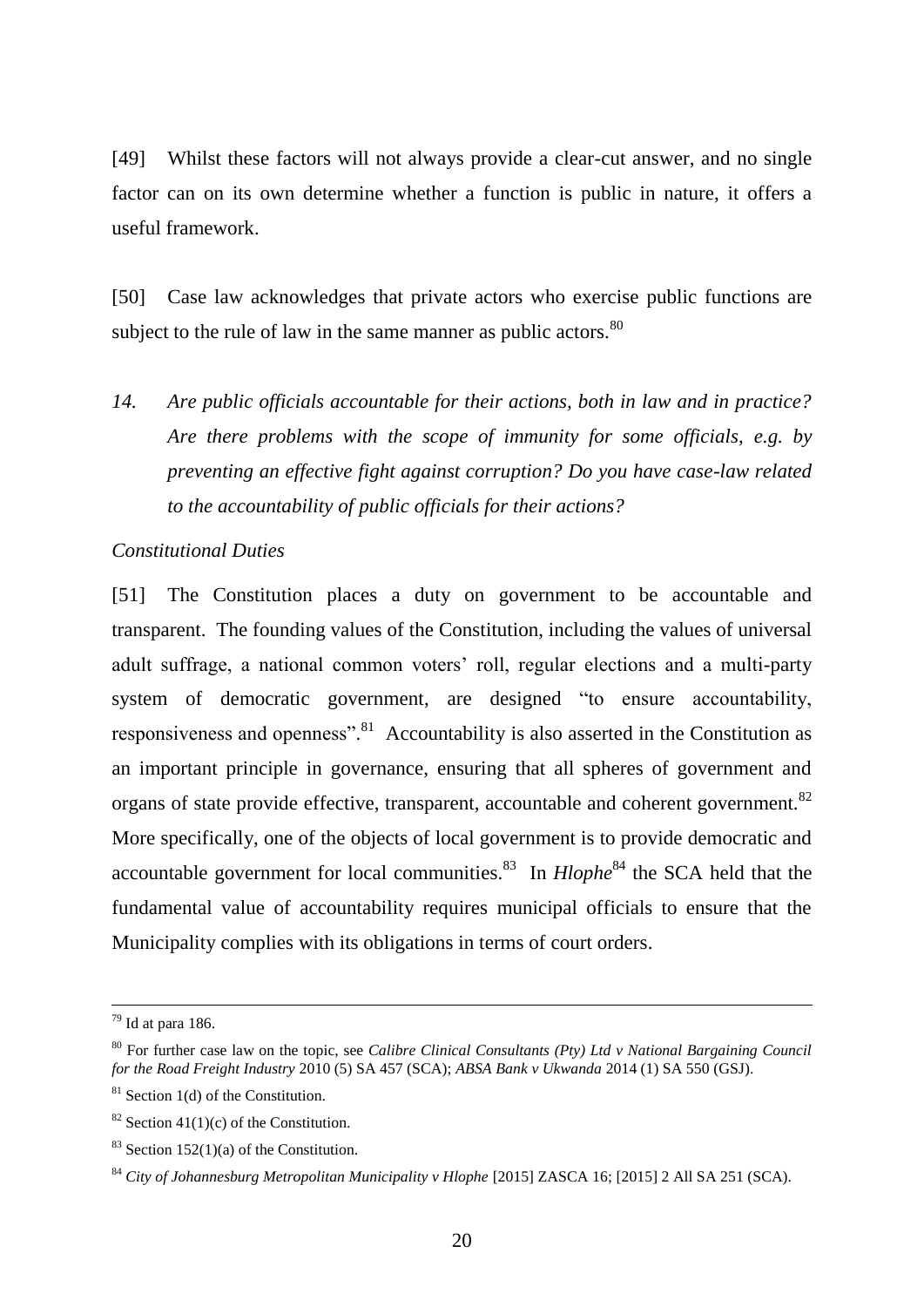[49] Whilst these factors will not always provide a clear-cut answer, and no single factor can on its own determine whether a function is public in nature, it offers a useful framework.

[50] Case law acknowledges that private actors who exercise public functions are subject to the rule of law in the same manner as public actors.[80]

*14. Are public officials accountable for their actions, both in law and in practice? Are there problems with the scope of immunity for some officials, e.g. by preventing an effective fight against corruption? Do you have case-law related to the accountability of public officials for their actions?*

*Constitutional Duties*

[51] The Constitution places a duty on government to be accountable and transparent. The founding values of the Constitution, including the values of universal adult suffrage, a national common voters' roll, regular elections and a multi-party system of democratic government, are designed "to ensure accountability, responsiveness and openness".[81] Accountability is also asserted in the Constitution as an important principle in governance, ensuring that all spheres of government and organs of state provide effective, transparent, accountable and coherent government.[82] More specifically, one of the objects of local government is to provide democratic and accountable government for local communities.[83] In *Hlophe*[84] the SCA held that the fundamental value of accountability requires municipal officials to ensure that the Municipality complies with its obligations in terms of court orders.

---

[79] Id at para 186.

[80] For further case law on the topic, see *Calibre Clinical Consultants (Pty) Ltd v National Bargaining Council for the Road Freight Industry* 2010 (5) SA 457 (SCA); *ABSA Bank v Ukwanda* 2014 (1) SA 550 (GSJ).

[81] Section 1(d) of the Constitution.

[82] Section 41(1)(c) of the Constitution.

[83] Section 152(1)(a) of the Constitution.

[84] *City of Johannesburg Metropolitan Municipality v Hlophe* [2015] ZASCA 16; [2015] 2 All SA 251 (SCA).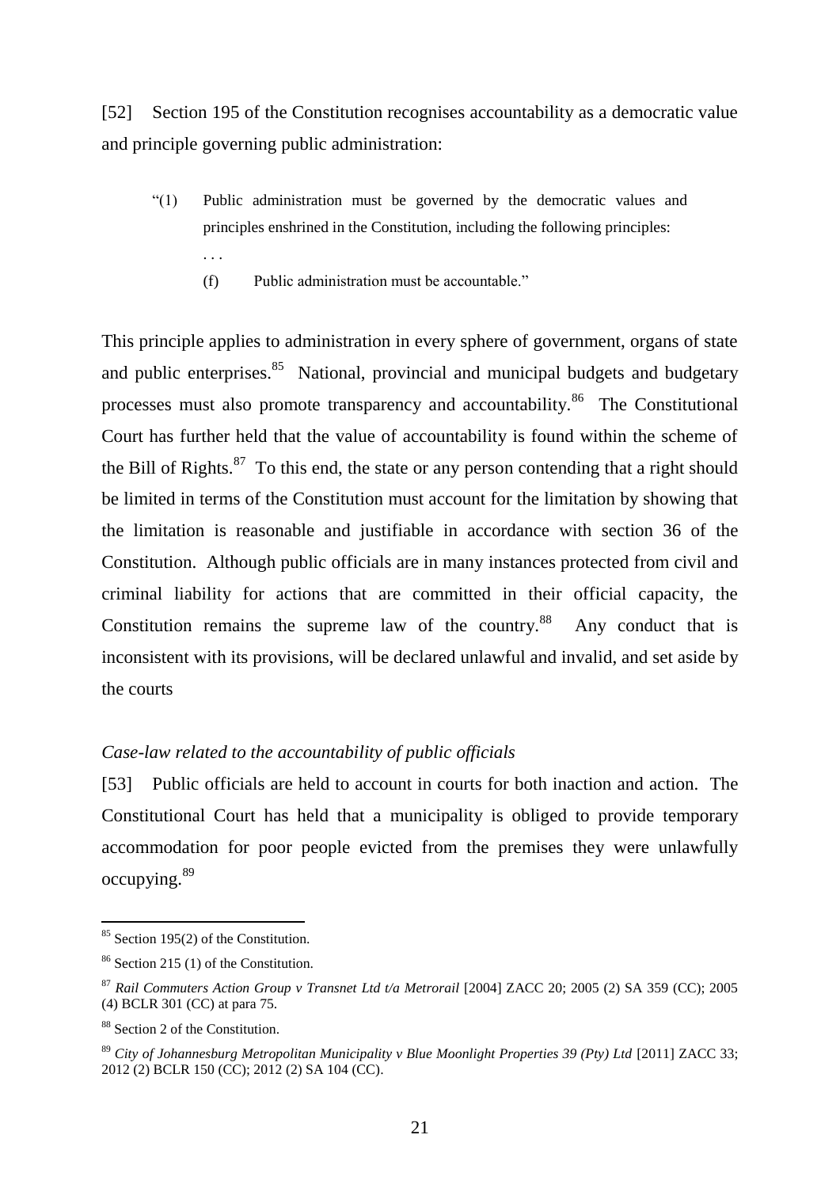[52] Section 195 of the Constitution recognises accountability as a democratic value and principle governing public administration:

> "(1) Public administration must be governed by the democratic values and principles enshrined in the Constitution, including the following principles:
>
> . . .
>
> (f) Public administration must be accountable."

This principle applies to administration in every sphere of government, organs of state and public enterprises.[85] National, provincial and municipal budgets and budgetary processes must also promote transparency and accountability.[86] The Constitutional Court has further held that the value of accountability is found within the scheme of the Bill of Rights.[87] To this end, the state or any person contending that a right should be limited in terms of the Constitution must account for the limitation by showing that the limitation is reasonable and justifiable in accordance with section 36 of the Constitution. Although public officials are in many instances protected from civil and criminal liability for actions that are committed in their official capacity, the Constitution remains the supreme law of the country.[88] Any conduct that is inconsistent with its provisions, will be declared unlawful and invalid, and set aside by the courts

*Case-law related to the accountability of public officials*

[53] Public officials are held to account in courts for both inaction and action. The Constitutional Court has held that a municipality is obliged to provide temporary accommodation for poor people evicted from the premises they were unlawfully occupying.[89]

---

[85] Section 195(2) of the Constitution.

[86] Section 215 (1) of the Constitution.

[87] *Rail Commuters Action Group v Transnet Ltd t/a Metrorail* [2004] ZACC 20; 2005 (2) SA 359 (CC); 2005 (4) BCLR 301 (CC) at para 75.

[88] Section 2 of the Constitution.

[89] *City of Johannesburg Metropolitan Municipality v Blue Moonlight Properties 39 (Pty) Ltd* [2011] ZACC 33; 2012 (2) BCLR 150 (CC); 2012 (2) SA 104 (CC).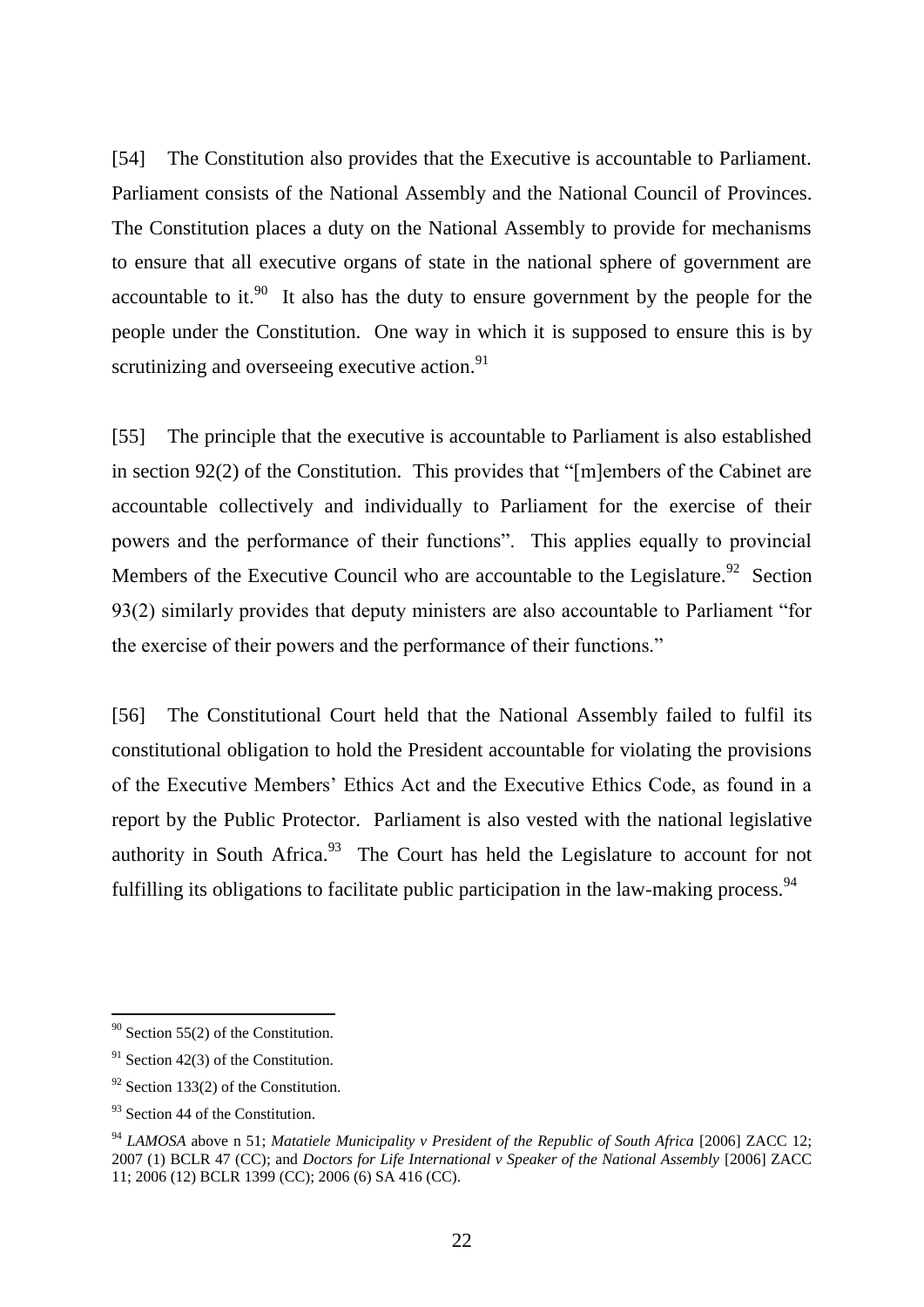[54] The Constitution also provides that the Executive is accountable to Parliament. Parliament consists of the National Assembly and the National Council of Provinces. The Constitution places a duty on the National Assembly to provide for mechanisms to ensure that all executive organs of state in the national sphere of government are accountable to it.[90] It also has the duty to ensure government by the people for the people under the Constitution. One way in which it is supposed to ensure this is by scrutinizing and overseeing executive action.[91]

[55] The principle that the executive is accountable to Parliament is also established in section 92(2) of the Constitution. This provides that "[m]embers of the Cabinet are accountable collectively and individually to Parliament for the exercise of their powers and the performance of their functions". This applies equally to provincial Members of the Executive Council who are accountable to the Legislature.[92] Section 93(2) similarly provides that deputy ministers are also accountable to Parliament "for the exercise of their powers and the performance of their functions."

[56] The Constitutional Court held that the National Assembly failed to fulfil its constitutional obligation to hold the President accountable for violating the provisions of the Executive Members' Ethics Act and the Executive Ethics Code, as found in a report by the Public Protector. Parliament is also vested with the national legislative authority in South Africa.[93] The Court has held the Legislature to account for not fulfilling its obligations to facilitate public participation in the law-making process.[94]

---

[90] Section 55(2) of the Constitution.

[91] Section 42(3) of the Constitution.

[92] Section 133(2) of the Constitution.

[93] Section 44 of the Constitution.

[94] *LAMOSA* above n 51; *Matatiele Municipality v President of the Republic of South Africa* [2006] ZACC 12; 2007 (1) BCLR 47 (CC); and *Doctors for Life International v Speaker of the National Assembly* [2006] ZACC 11; 2006 (12) BCLR 1399 (CC); 2006 (6) SA 416 (CC).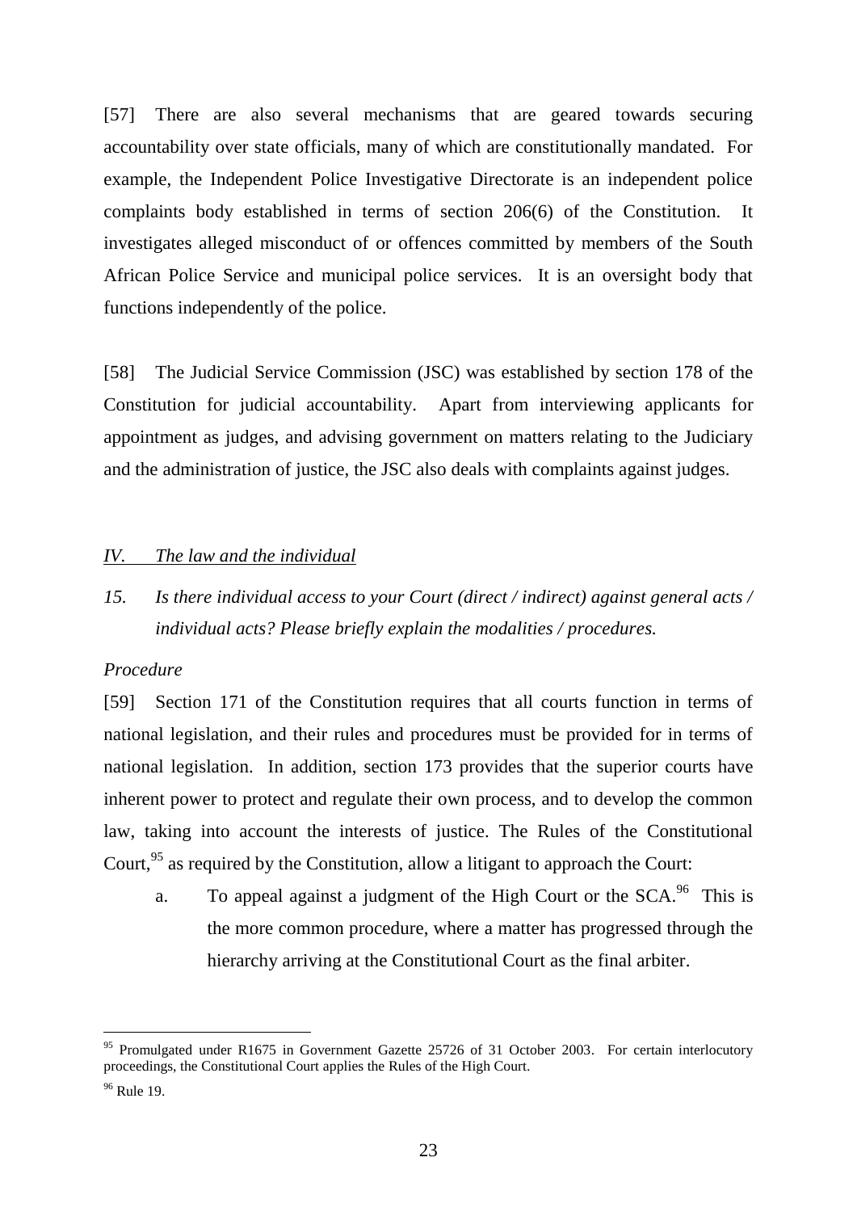[57] There are also several mechanisms that are geared towards securing accountability over state officials, many of which are constitutionally mandated. For example, the Independent Police Investigative Directorate is an independent police complaints body established in terms of section 206(6) of the Constitution. It investigates alleged misconduct of or offences committed by members of the South African Police Service and municipal police services. It is an oversight body that functions independently of the police.

[58] The Judicial Service Commission (JSC) was established by section 178 of the Constitution for judicial accountability. Apart from interviewing applicants for appointment as judges, and advising government on matters relating to the Judiciary and the administration of justice, the JSC also deals with complaints against judges.

## *IV. The law and the individual*

*15. Is there individual access to your Court (direct / indirect) against general acts / individual acts? Please briefly explain the modalities / procedures.*

*Procedure*

[59] Section 171 of the Constitution requires that all courts function in terms of national legislation, and their rules and procedures must be provided for in terms of national legislation. In addition, section 173 provides that the superior courts have inherent power to protect and regulate their own process, and to develop the common law, taking into account the interests of justice. The Rules of the Constitutional Court,[95] as required by the Constitution, allow a litigant to approach the Court:

a. To appeal against a judgment of the High Court or the SCA.[96] This is the more common procedure, where a matter has progressed through the hierarchy arriving at the Constitutional Court as the final arbiter.

---

[95] Promulgated under R1675 in Government Gazette 25726 of 31 October 2003. For certain interlocutory proceedings, the Constitutional Court applies the Rules of the High Court.

[96] Rule 19.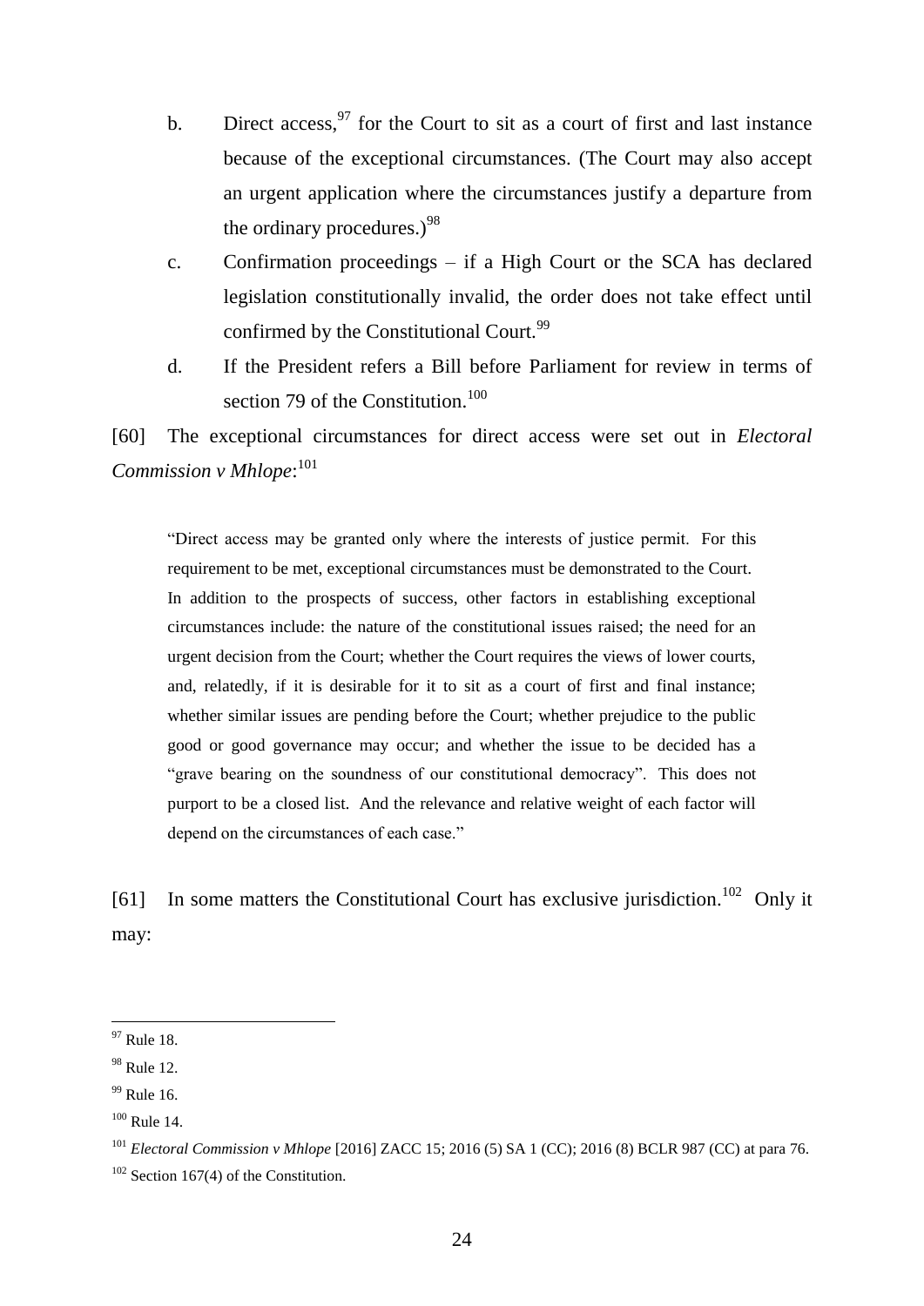b. Direct access,[97] for the Court to sit as a court of first and last instance because of the exceptional circumstances. (The Court may also accept an urgent application where the circumstances justify a departure from the ordinary procedures.)[98]

c. Confirmation proceedings – if a High Court or the SCA has declared legislation constitutionally invalid, the order does not take effect until confirmed by the Constitutional Court.[99]

d. If the President refers a Bill before Parliament for review in terms of section 79 of the Constitution.[100]

[60] The exceptional circumstances for direct access were set out in *Electoral Commission v Mhlope*:[101]

> "Direct access may be granted only where the interests of justice permit. For this requirement to be met, exceptional circumstances must be demonstrated to the Court. In addition to the prospects of success, other factors in establishing exceptional circumstances include: the nature of the constitutional issues raised; the need for an urgent decision from the Court; whether the Court requires the views of lower courts, and, relatedly, if it is desirable for it to sit as a court of first and final instance; whether similar issues are pending before the Court; whether prejudice to the public good or good governance may occur; and whether the issue to be decided has a "grave bearing on the soundness of our constitutional democracy". This does not purport to be a closed list. And the relevance and relative weight of each factor will depend on the circumstances of each case."

[61] In some matters the Constitutional Court has exclusive jurisdiction.[102] Only it may:

---

[97] Rule 18.

[98] Rule 12.

[99] Rule 16.

[100] Rule 14.

[101] *Electoral Commission v Mhlope* [2016] ZACC 15; 2016 (5) SA 1 (CC); 2016 (8) BCLR 987 (CC) at para 76.

[102] Section 167(4) of the Constitution.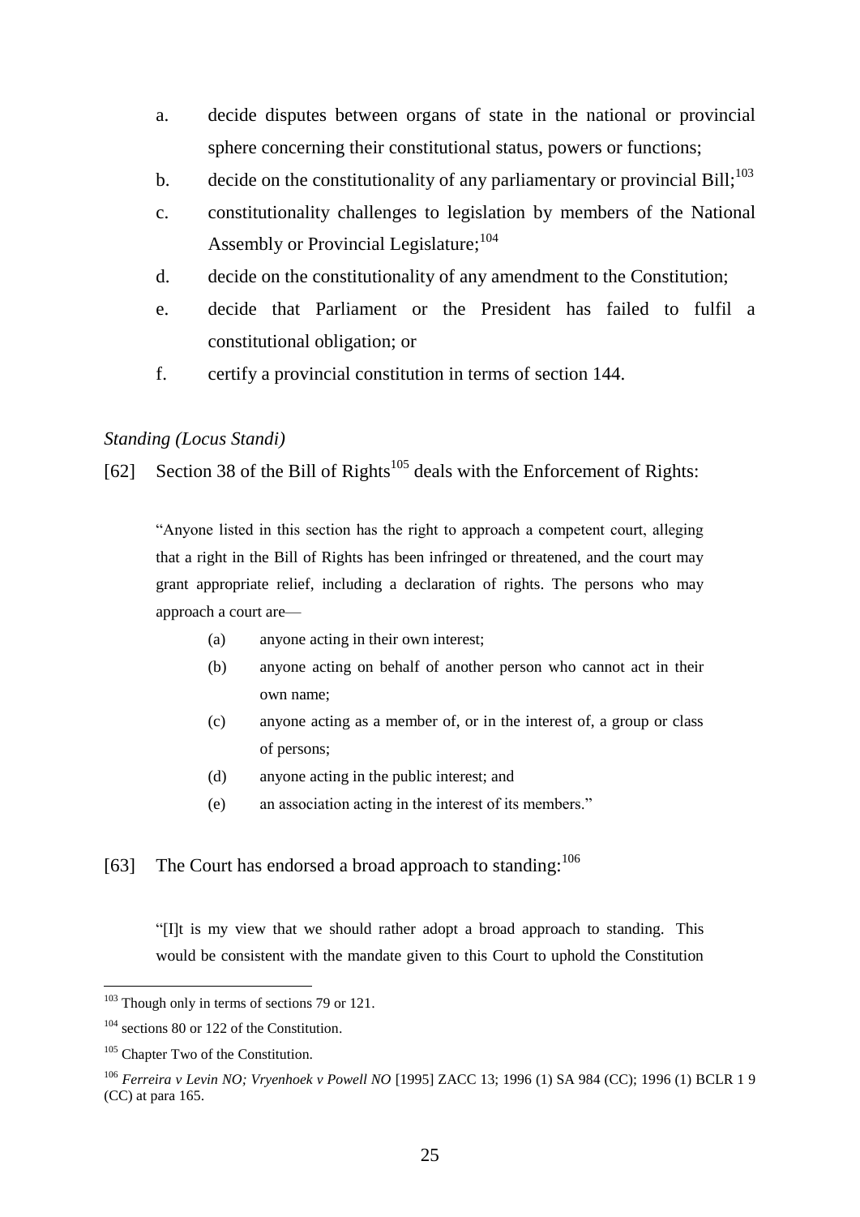a. decide disputes between organs of state in the national or provincial sphere concerning their constitutional status, powers or functions;

b. decide on the constitutionality of any parliamentary or provincial Bill;[103]

c. constitutionality challenges to legislation by members of the National Assembly or Provincial Legislature;[104]

d. decide on the constitutionality of any amendment to the Constitution;

e. decide that Parliament or the President has failed to fulfil a constitutional obligation; or

f. certify a provincial constitution in terms of section 144.

*Standing (Locus Standi)*

[62] Section 38 of the Bill of Rights[105] deals with the Enforcement of Rights:

> "Anyone listed in this section has the right to approach a competent court, alleging that a right in the Bill of Rights has been infringed or threatened, and the court may grant appropriate relief, including a declaration of rights. The persons who may approach a court are—
>
> (a) anyone acting in their own interest;
>
> (b) anyone acting on behalf of another person who cannot act in their own name;
>
> (c) anyone acting as a member of, or in the interest of, a group or class of persons;
>
> (d) anyone acting in the public interest; and
>
> (e) an association acting in the interest of its members."

[63] The Court has endorsed a broad approach to standing:[106]

> "[I]t is my view that we should rather adopt a broad approach to standing. This would be consistent with the mandate given to this Court to uphold the Constitution

---

[103] Though only in terms of sections 79 or 121.

[104] sections 80 or 122 of the Constitution.

[105] Chapter Two of the Constitution.

[106] *Ferreira v Levin NO; Vryenhoek v Powell NO* [1995] ZACC 13; 1996 (1) SA 984 (CC); 1996 (1) BCLR 1 9 (CC) at para 165.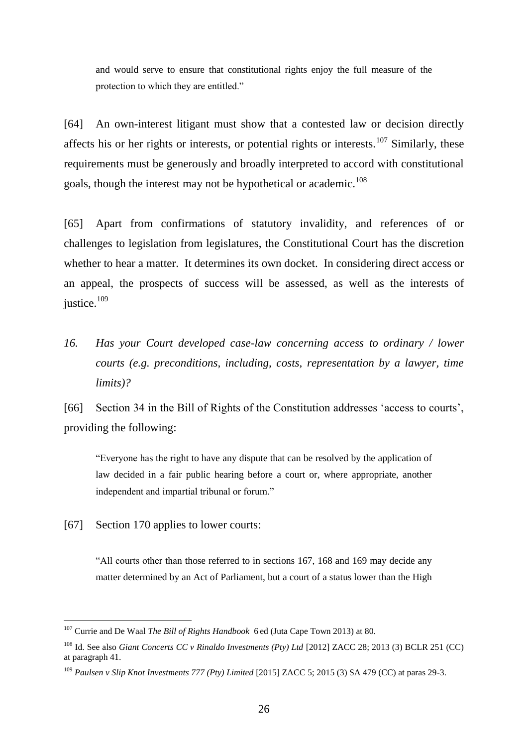> and would serve to ensure that constitutional rights enjoy the full measure of the protection to which they are entitled."

[64] An own-interest litigant must show that a contested law or decision directly affects his or her rights or interests, or potential rights or interests.[107] Similarly, these requirements must be generously and broadly interpreted to accord with constitutional goals, though the interest may not be hypothetical or academic.[108]

[65] Apart from confirmations of statutory invalidity, and references of or challenges to legislation from legislatures, the Constitutional Court has the discretion whether to hear a matter. It determines its own docket. In considering direct access or an appeal, the prospects of success will be assessed, as well as the interests of justice.[109]

*16. Has your Court developed case-law concerning access to ordinary / lower courts (e.g. preconditions, including, costs, representation by a lawyer, time limits)?*

[66] Section 34 in the Bill of Rights of the Constitution addresses 'access to courts', providing the following:

> "Everyone has the right to have any dispute that can be resolved by the application of law decided in a fair public hearing before a court or, where appropriate, another independent and impartial tribunal or forum."

[67] Section 170 applies to lower courts:

> "All courts other than those referred to in sections 167, 168 and 169 may decide any matter determined by an Act of Parliament, but a court of a status lower than the High

---

[107] Currie and De Waal *The Bill of Rights Handbook* 6 ed (Juta Cape Town 2013) at 80.

[108] Id. See also *Giant Concerts CC v Rinaldo Investments (Pty) Ltd* [2012] ZACC 28; 2013 (3) BCLR 251 (CC) at paragraph 41.

[109] *Paulsen v Slip Knot Investments 777 (Pty) Limited* [2015] ZACC 5; 2015 (3) SA 479 (CC) at paras 29-3.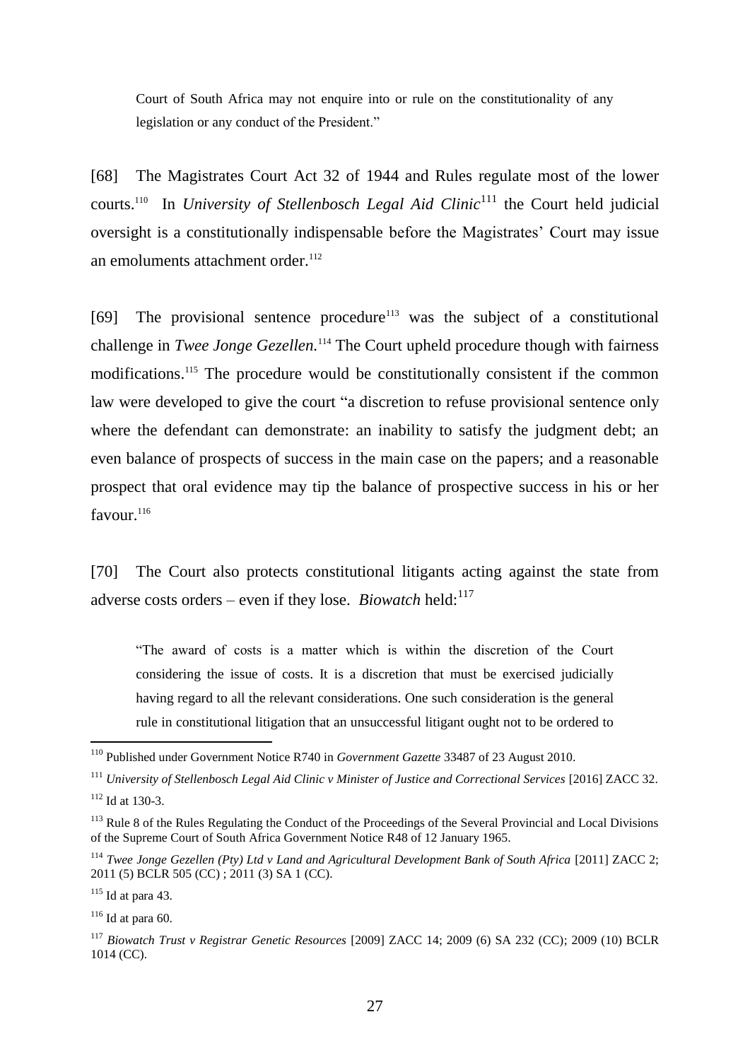Court of South Africa may not enquire into or rule on the constitutionality of any legislation or any conduct of the President."

[68] The Magistrates Court Act 32 of 1944 and Rules regulate most of the lower courts.[110] In *University of Stellenbosch Legal Aid Clinic*[111] the Court held judicial oversight is a constitutionally indispensable before the Magistrates' Court may issue an emoluments attachment order.[112]

[69] The provisional sentence procedure[113] was the subject of a constitutional challenge in *Twee Jonge Gezellen.*[114] The Court upheld procedure though with fairness modifications.[115] The procedure would be constitutionally consistent if the common law were developed to give the court "a discretion to refuse provisional sentence only where the defendant can demonstrate: an inability to satisfy the judgment debt; an even balance of prospects of success in the main case on the papers; and a reasonable prospect that oral evidence may tip the balance of prospective success in his or her favour.[116]

[70] The Court also protects constitutional litigants acting against the state from adverse costs orders – even if they lose. *Biowatch* held:[117]

> "The award of costs is a matter which is within the discretion of the Court considering the issue of costs. It is a discretion that must be exercised judicially having regard to all the relevant considerations. One such consideration is the general rule in constitutional litigation that an unsuccessful litigant ought not to be ordered to

---

[110] Published under Government Notice R740 in *Government Gazette* 33487 of 23 August 2010.

[111] *University of Stellenbosch Legal Aid Clinic v Minister of Justice and Correctional Services* [2016] ZACC 32.

[112] Id at 130-3.

[113] Rule 8 of the Rules Regulating the Conduct of the Proceedings of the Several Provincial and Local Divisions of the Supreme Court of South Africa Government Notice R48 of 12 January 1965.

[114] *Twee Jonge Gezellen (Pty) Ltd v Land and Agricultural Development Bank of South Africa* [2011] ZACC 2; 2011 (5) BCLR 505 (CC) ; 2011 (3) SA 1 (CC).

[115] Id at para 43.

[116] Id at para 60.

[117] *Biowatch Trust v Registrar Genetic Resources* [2009] ZACC 14; 2009 (6) SA 232 (CC); 2009 (10) BCLR 1014 (CC).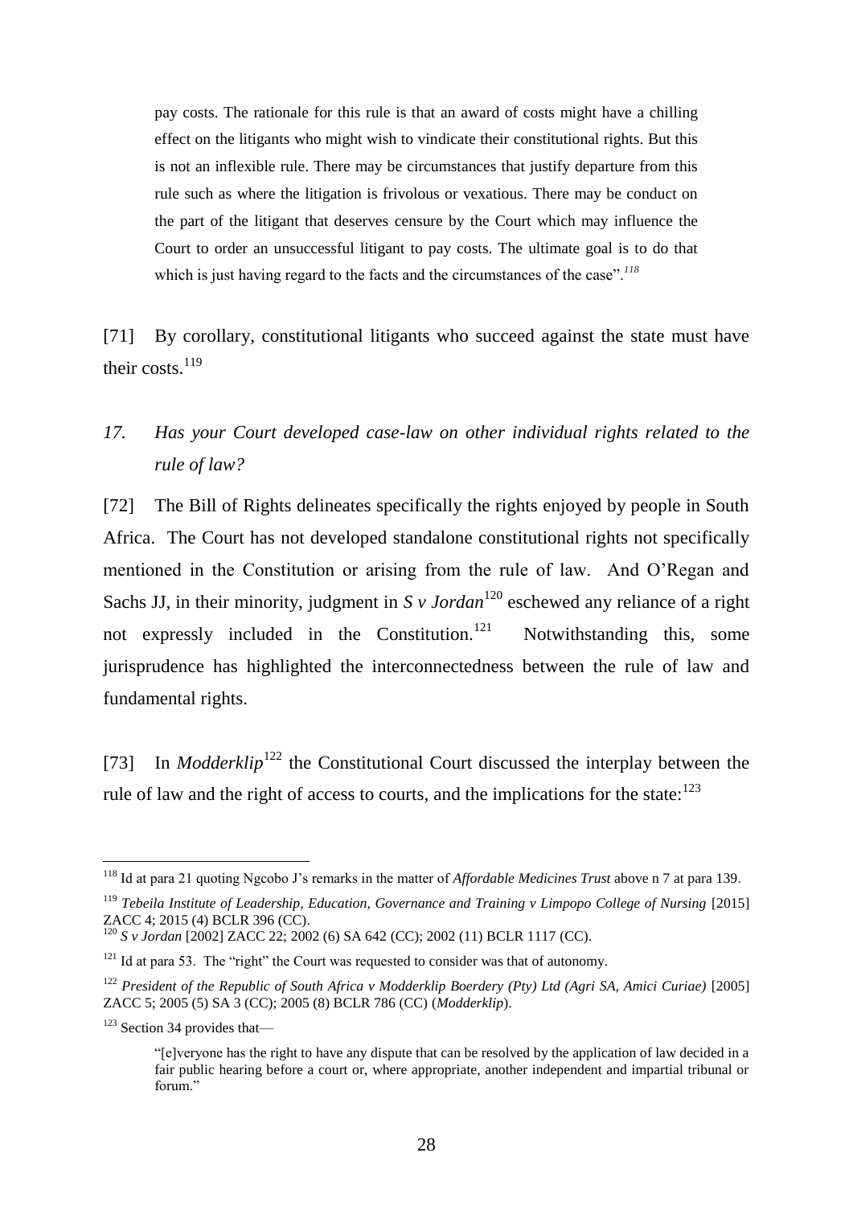> pay costs. The rationale for this rule is that an award of costs might have a chilling effect on the litigants who might wish to vindicate their constitutional rights. But this is not an inflexible rule. There may be circumstances that justify departure from this rule such as where the litigation is frivolous or vexatious. There may be conduct on the part of the litigant that deserves censure by the Court which may influence the Court to order an unsuccessful litigant to pay costs. The ultimate goal is to do that which is just having regard to the facts and the circumstances of the case".[118]

[71] By corollary, constitutional litigants who succeed against the state must have their costs.[119]

## *17. Has your Court developed case-law on other individual rights related to the rule of law?*

[72] The Bill of Rights delineates specifically the rights enjoyed by people in South Africa. The Court has not developed standalone constitutional rights not specifically mentioned in the Constitution or arising from the rule of law. And O'Regan and Sachs JJ, in their minority, judgment in *S v Jordan*[120] eschewed any reliance of a right not expressly included in the Constitution.[121] Notwithstanding this, some jurisprudence has highlighted the interconnectedness between the rule of law and fundamental rights.

[73] In *Modderklip*[122] the Constitutional Court discussed the interplay between the rule of law and the right of access to courts, and the implications for the state:[123]

---

[118] Id at para 21 quoting Ngcobo J's remarks in the matter of *Affordable Medicines Trust* above n 7 at para 139.

[119] *Tebeila Institute of Leadership, Education, Governance and Training v Limpopo College of Nursing* [2015] ZACC 4; 2015 (4) BCLR 396 (CC).

[120] *S v Jordan* [2002] ZACC 22; 2002 (6) SA 642 (CC); 2002 (11) BCLR 1117 (CC).

[121] Id at para 53. The "right" the Court was requested to consider was that of autonomy.

[122] *President of the Republic of South Africa v Modderklip Boerdery (Pty) Ltd (Agri SA, Amici Curiae)* [2005] ZACC 5; 2005 (5) SA 3 (CC); 2005 (8) BCLR 786 (CC) (*Modderklip*).

[123] Section 34 provides that—

> "[e]veryone has the right to have any dispute that can be resolved by the application of law decided in a fair public hearing before a court or, where appropriate, another independent and impartial tribunal or forum."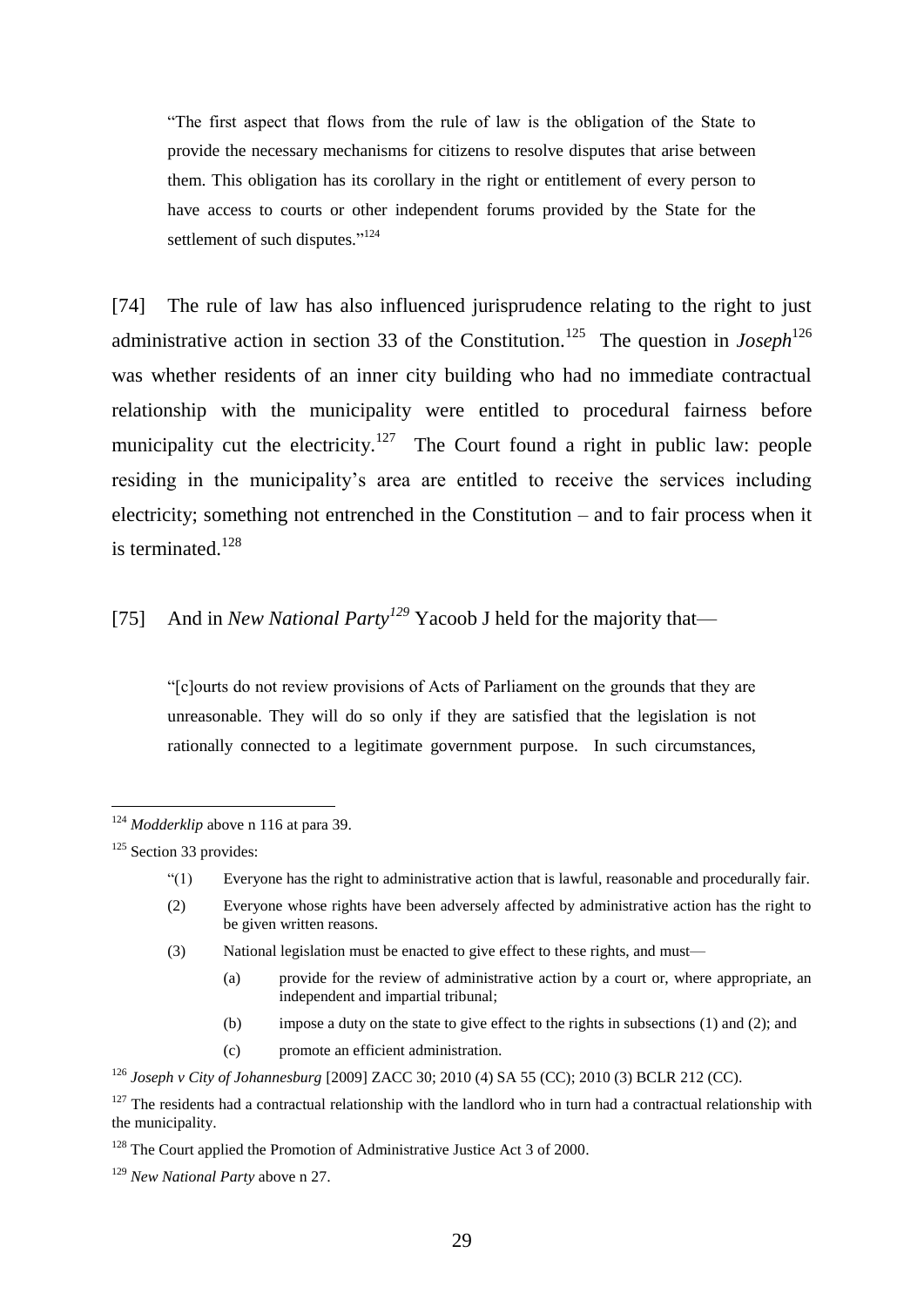> "The first aspect that flows from the rule of law is the obligation of the State to provide the necessary mechanisms for citizens to resolve disputes that arise between them. This obligation has its corollary in the right or entitlement of every person to have access to courts or other independent forums provided by the State for the settlement of such disputes."[124]

[74] The rule of law has also influenced jurisprudence relating to the right to just administrative action in section 33 of the Constitution.[125] The question in *Joseph*[126] was whether residents of an inner city building who had no immediate contractual relationship with the municipality were entitled to procedural fairness before municipality cut the electricity.[127] The Court found a right in public law: people residing in the municipality's area are entitled to receive the services including electricity; something not entrenched in the Constitution – and to fair process when it is terminated.[128]

[75] And in *New National Party*[129] Yacoob J held for the majority that—

> "[c]ourts do not review provisions of Acts of Parliament on the grounds that they are unreasonable. They will do so only if they are satisfied that the legislation is not rationally connected to a legitimate government purpose. In such circumstances,

---

[124] *Modderklip* above n 116 at para 39.

[125] Section 33 provides:

> "(1) Everyone has the right to administrative action that is lawful, reasonable and procedurally fair.
>
> (2) Everyone whose rights have been adversely affected by administrative action has the right to be given written reasons.
>
> (3) National legislation must be enacted to give effect to these rights, and must—
>
> (a) provide for the review of administrative action by a court or, where appropriate, an independent and impartial tribunal;
>
> (b) impose a duty on the state to give effect to the rights in subsections (1) and (2); and
>
> (c) promote an efficient administration.

[126] *Joseph v City of Johannesburg* [2009] ZACC 30; 2010 (4) SA 55 (CC); 2010 (3) BCLR 212 (CC).

[127] The residents had a contractual relationship with the landlord who in turn had a contractual relationship with the municipality.

[128] The Court applied the Promotion of Administrative Justice Act 3 of 2000.

[129] *New National Party* above n 27.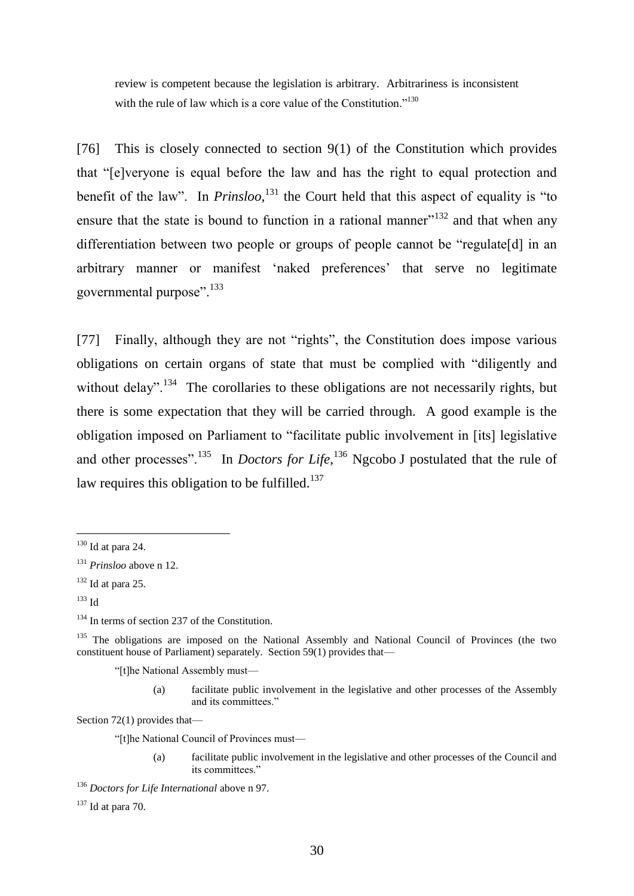> review is competent because the legislation is arbitrary. Arbitrariness is inconsistent with the rule of law which is a core value of the Constitution."[130]

[76] This is closely connected to section 9(1) of the Constitution which provides that "[e]veryone is equal before the law and has the right to equal protection and benefit of the law". In *Prinsloo*,[131] the Court held that this aspect of equality is "to ensure that the state is bound to function in a rational manner"[132] and that when any differentiation between two people or groups of people cannot be "regulate[d] in an arbitrary manner or manifest 'naked preferences' that serve no legitimate governmental purpose".[133]

[77] Finally, although they are not "rights", the Constitution does impose various obligations on certain organs of state that must be complied with "diligently and without delay".[134] The corollaries to these obligations are not necessarily rights, but there is some expectation that they will be carried through. A good example is the obligation imposed on Parliament to "facilitate public involvement in [its] legislative and other processes".[135] In *Doctors for Life*,[136] Ngcobo J postulated that the rule of law requires this obligation to be fulfilled.[137]

---

[130] Id at para 24.

[131] *Prinsloo* above n 12.

[132] Id at para 25.

[133] Id

[134] In terms of section 237 of the Constitution.

[135] The obligations are imposed on the National Assembly and National Council of Provinces (the two constituent house of Parliament) separately. Section 59(1) provides that—

> "[t]he National Assembly must—
>
> (a) facilitate public involvement in the legislative and other processes of the Assembly and its committees."

Section 72(1) provides that—

> "[t]he National Council of Provinces must—
>
> (a) facilitate public involvement in the legislative and other processes of the Council and its committees."

[136] *Doctors for Life International* above n 97.

[137] Id at para 70.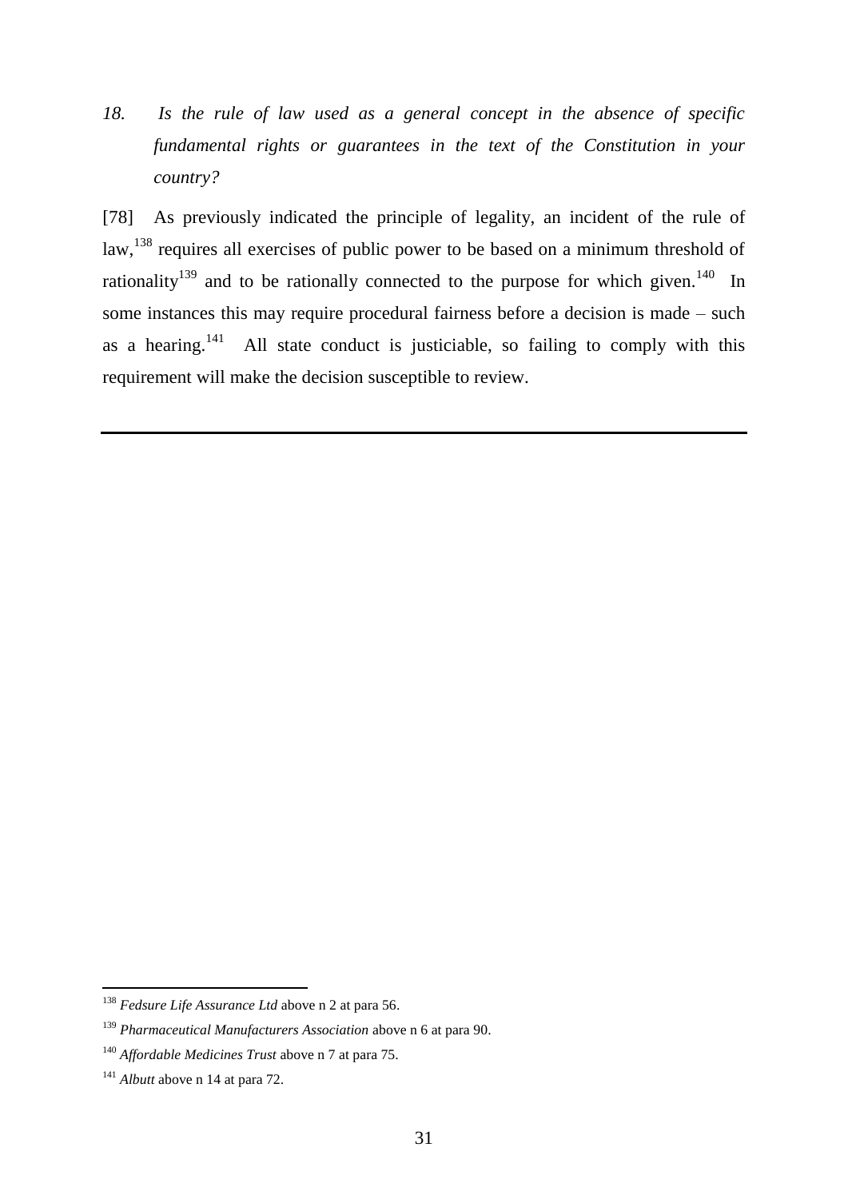*18. Is the rule of law used as a general concept in the absence of specific fundamental rights or guarantees in the text of the Constitution in your country?*

[78] As previously indicated the principle of legality, an incident of the rule of law,[138] requires all exercises of public power to be based on a minimum threshold of rationality[139] and to be rationally connected to the purpose for which given.[140] In some instances this may require procedural fairness before a decision is made – such as a hearing.[141] All state conduct is justiciable, so failing to comply with this requirement will make the decision susceptible to review.

---

[138] *Fedsure Life Assurance Ltd* above n 2 at para 56.

[139] *Pharmaceutical Manufacturers Association* above n 6 at para 90.

[140] *Affordable Medicines Trust* above n 7 at para 75.

[141] *Albutt* above n 14 at para 72.